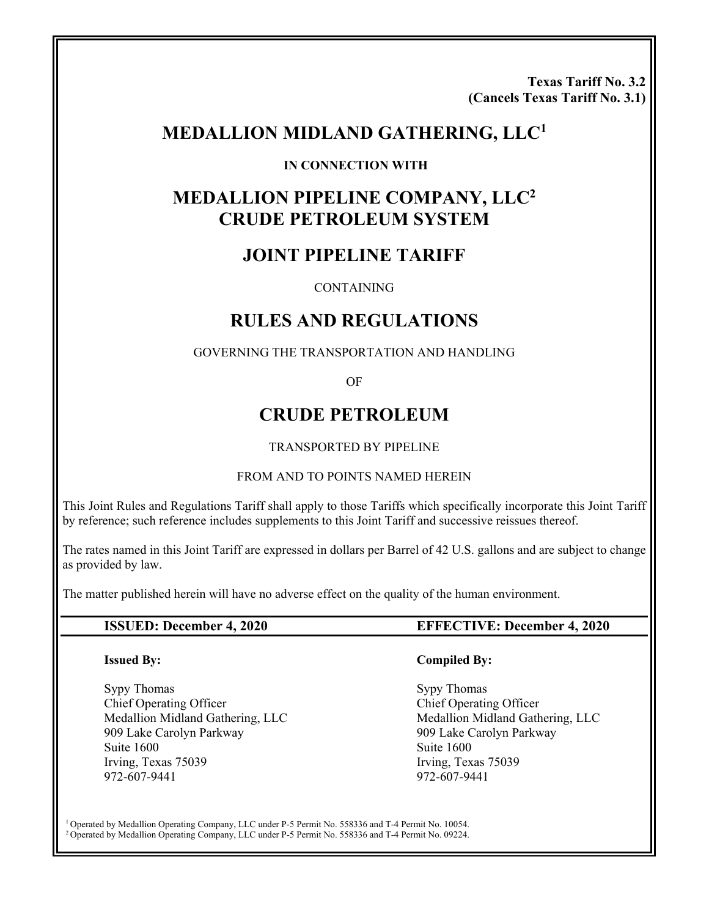**Texas Tariff No. 3.2**
**(Cancels Texas Tariff No. 3.1)**

# MEDALLION MIDLAND GATHERING, LLC[1]

**IN CONNECTION WITH**

# MEDALLION PIPELINE COMPANY, LLC[2]
# CRUDE PETROLEUM SYSTEM

## JOINT PIPELINE TARIFF

CONTAINING

## RULES AND REGULATIONS

GOVERNING THE TRANSPORTATION AND HANDLING

OF

## CRUDE PETROLEUM

TRANSPORTED BY PIPELINE

FROM AND TO POINTS NAMED HEREIN

This Joint Rules and Regulations Tariff shall apply to those Tariffs which specifically incorporate this Joint Tariff by reference; such reference includes supplements to this Joint Tariff and successive reissues thereof.

The rates named in this Joint Tariff are expressed in dollars per Barrel of 42 U.S. gallons and are subject to change as provided by law.

The matter published herein will have no adverse effect on the quality of the human environment.

**ISSUED: December 4, 2020** | **EFFECTIVE: December 4, 2020**

| **Issued By:** | **Compiled By:** |
| --- | --- |
| Sypy Thomas | Sypy Thomas |
| Chief Operating Officer | Chief Operating Officer |
| Medallion Midland Gathering, LLC | Medallion Midland Gathering, LLC |
| 909 Lake Carolyn Parkway | 909 Lake Carolyn Parkway |
| Suite 1600 | Suite 1600 |
| Irving, Texas 75039 | Irving, Texas 75039 |
| 972-607-9441 | 972-607-9441 |

[1] Operated by Medallion Operating Company, LLC under P-5 Permit No. 558336 and T-4 Permit No. 10054.
[2] Operated by Medallion Operating Company, LLC under P-5 Permit No. 558336 and T-4 Permit No. 09224.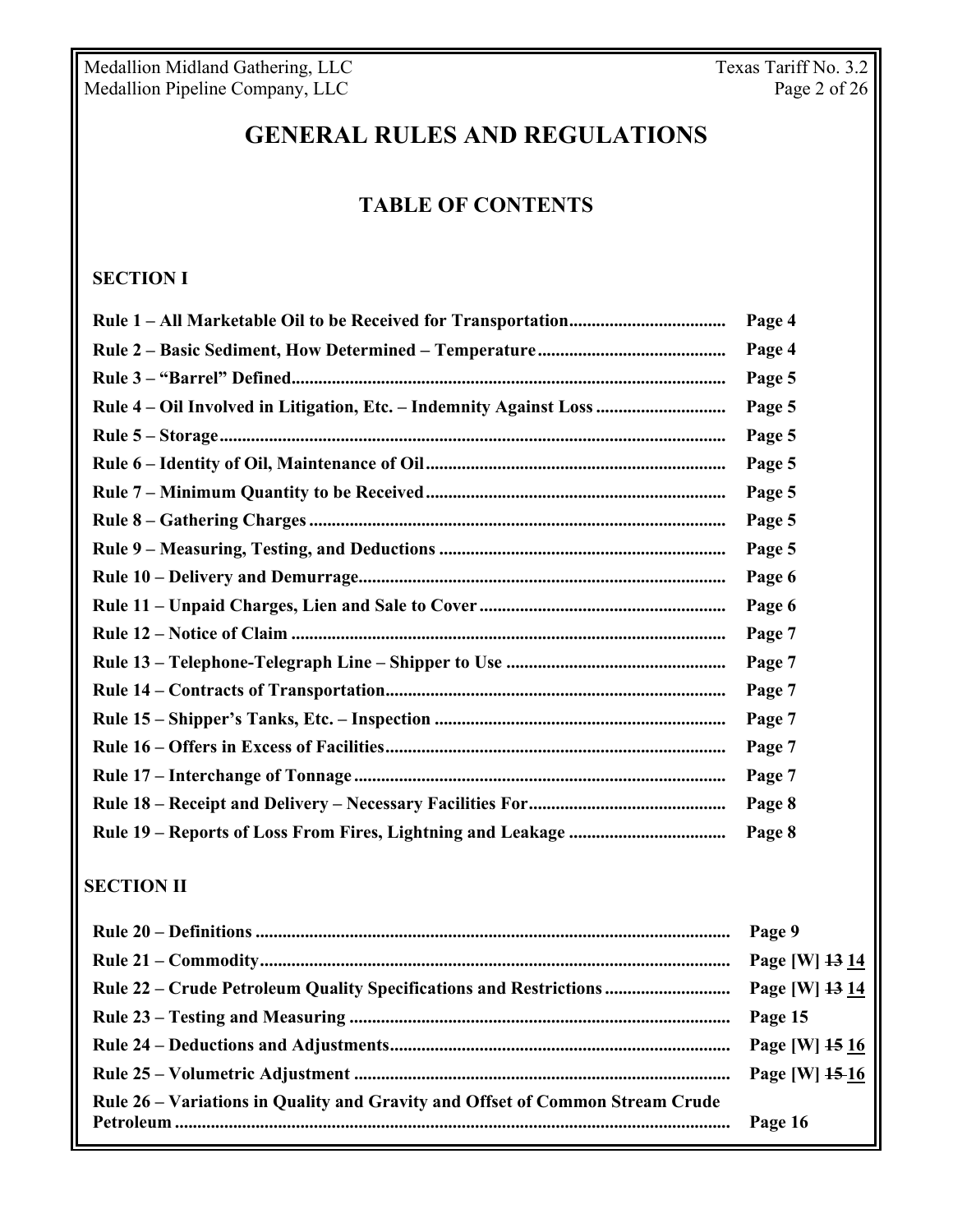# GENERAL RULES AND REGULATIONS

## TABLE OF CONTENTS

### SECTION I

| Rule | Page |
|---|---|
| **Rule 1 – All Marketable Oil to be Received for Transportation** | **Page 4** |
| **Rule 2 – Basic Sediment, How Determined – Temperature** | **Page 4** |
| **Rule 3 – "Barrel" Defined** | **Page 5** |
| **Rule 4 – Oil Involved in Litigation, Etc. – Indemnity Against Loss** | **Page 5** |
| **Rule 5 – Storage** | **Page 5** |
| **Rule 6 – Identity of Oil, Maintenance of Oil** | **Page 5** |
| **Rule 7 – Minimum Quantity to be Received** | **Page 5** |
| **Rule 8 – Gathering Charges** | **Page 5** |
| **Rule 9 – Measuring, Testing, and Deductions** | **Page 5** |
| **Rule 10 – Delivery and Demurrage** | **Page 6** |
| **Rule 11 – Unpaid Charges, Lien and Sale to Cover** | **Page 6** |
| **Rule 12 – Notice of Claim** | **Page 7** |
| **Rule 13 – Telephone-Telegraph Line – Shipper to Use** | **Page 7** |
| **Rule 14 – Contracts of Transportation** | **Page 7** |
| **Rule 15 – Shipper's Tanks, Etc. – Inspection** | **Page 7** |
| **Rule 16 – Offers in Excess of Facilities** | **Page 7** |
| **Rule 17 – Interchange of Tonnage** | **Page 7** |
| **Rule 18 – Receipt and Delivery – Necessary Facilities For** | **Page 8** |
| **Rule 19 – Reports of Loss From Fires, Lightning and Leakage** | **Page 8** |

### SECTION II

| Rule | Page |
|---|---|
| **Rule 20 – Definitions** | **Page 9** |
| **Rule 21 – Commodity** | **Page [W] ~~13~~ 14** |
| **Rule 22 – Crude Petroleum Quality Specifications and Restrictions** | **Page [W] ~~13~~ 14** |
| **Rule 23 – Testing and Measuring** | **Page 15** |
| **Rule 24 – Deductions and Adjustments** | **Page [W] ~~15~~ 16** |
| **Rule 25 – Volumetric Adjustment** | **Page [W] ~~15~~ 16** |
| **Rule 26 – Variations in Quality and Gravity and Offset of Common Stream Crude Petroleum** | **Page 16** |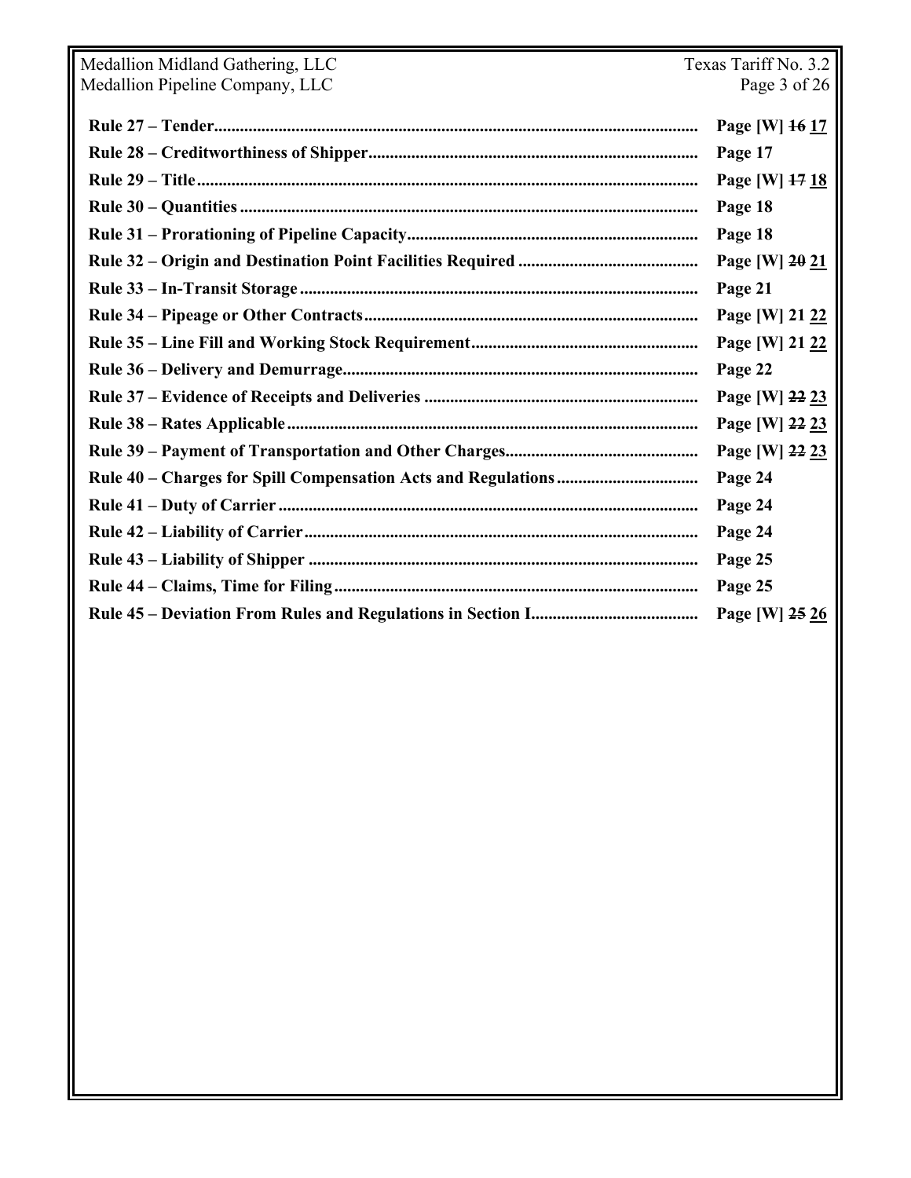| | |
|---|---|
| **Rule 27 – Tender** | **Page [W] ~~16~~ 17** |
| **Rule 28 – Creditworthiness of Shipper** | **Page 17** |
| **Rule 29 – Title** | **Page [W] ~~17~~ 18** |
| **Rule 30 – Quantities** | **Page 18** |
| **Rule 31 – Prorationing of Pipeline Capacity** | **Page 18** |
| **Rule 32 – Origin and Destination Point Facilities Required** | **Page [W] ~~20~~ 21** |
| **Rule 33 – In-Transit Storage** | **Page 21** |
| **Rule 34 – Pipeage or Other Contracts** | **Page [W] 21 22** |
| **Rule 35 – Line Fill and Working Stock Requirement** | **Page [W] 21 22** |
| **Rule 36 – Delivery and Demurrage** | **Page 22** |
| **Rule 37 – Evidence of Receipts and Deliveries** | **Page [W] ~~22~~ 23** |
| **Rule 38 – Rates Applicable** | **Page [W] ~~22~~ 23** |
| **Rule 39 – Payment of Transportation and Other Charges** | **Page [W] ~~22~~ 23** |
| **Rule 40 – Charges for Spill Compensation Acts and Regulations** | **Page 24** |
| **Rule 41 – Duty of Carrier** | **Page 24** |
| **Rule 42 – Liability of Carrier** | **Page 24** |
| **Rule 43 – Liability of Shipper** | **Page 25** |
| **Rule 44 – Claims, Time for Filing** | **Page 25** |
| **Rule 45 – Deviation From Rules and Regulations in Section I** | **Page [W] ~~25~~ 26** |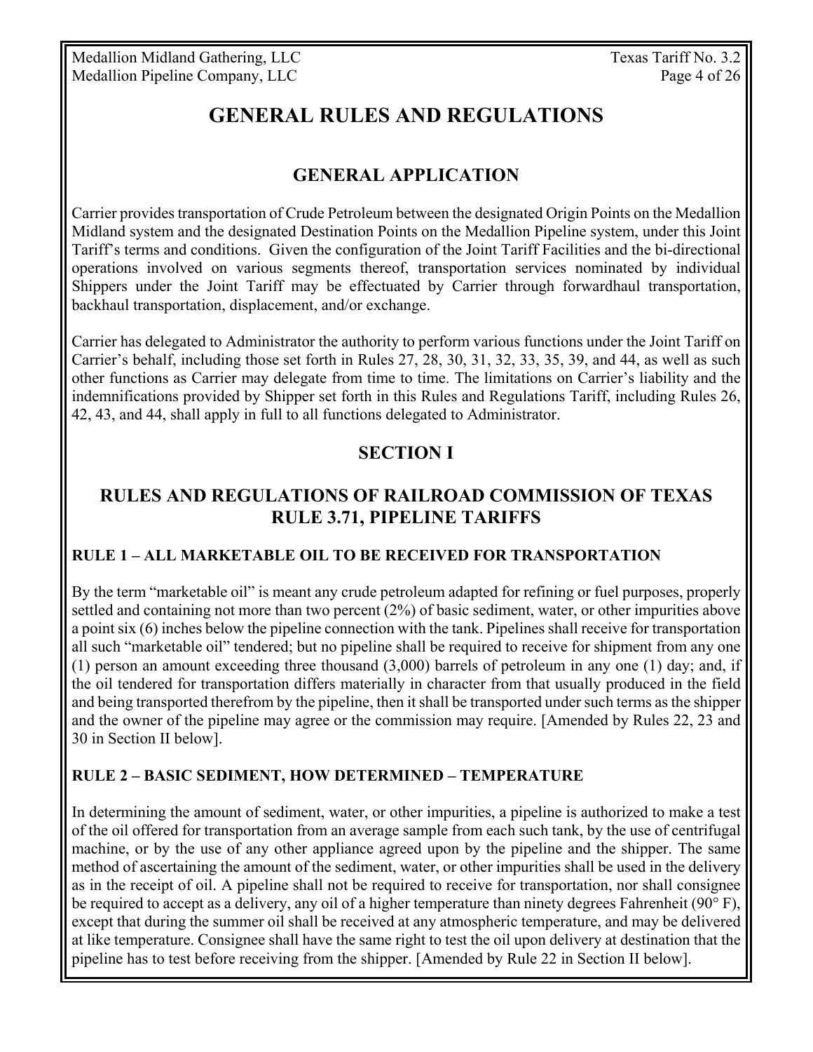# GENERAL RULES AND REGULATIONS

## GENERAL APPLICATION

Carrier provides transportation of Crude Petroleum between the designated Origin Points on the Medallion Midland system and the designated Destination Points on the Medallion Pipeline system, under this Joint Tariff's terms and conditions. Given the configuration of the Joint Tariff Facilities and the bi-directional operations involved on various segments thereof, transportation services nominated by individual Shippers under the Joint Tariff may be effectuated by Carrier through forwardhaul transportation, backhaul transportation, displacement, and/or exchange.

Carrier has delegated to Administrator the authority to perform various functions under the Joint Tariff on Carrier's behalf, including those set forth in Rules 27, 28, 30, 31, 32, 33, 35, 39, and 44, as well as such other functions as Carrier may delegate from time to time. The limitations on Carrier's liability and the indemnifications provided by Shipper set forth in this Rules and Regulations Tariff, including Rules 26, 42, 43, and 44, shall apply in full to all functions delegated to Administrator.

## SECTION I

## RULES AND REGULATIONS OF RAILROAD COMMISSION OF TEXAS RULE 3.71, PIPELINE TARIFFS

### RULE 1 – ALL MARKETABLE OIL TO BE RECEIVED FOR TRANSPORTATION

By the term "marketable oil" is meant any crude petroleum adapted for refining or fuel purposes, properly settled and containing not more than two percent (2%) of basic sediment, water, or other impurities above a point six (6) inches below the pipeline connection with the tank. Pipelines shall receive for transportation all such "marketable oil" tendered; but no pipeline shall be required to receive for shipment from any one (1) person an amount exceeding three thousand (3,000) barrels of petroleum in any one (1) day; and, if the oil tendered for transportation differs materially in character from that usually produced in the field and being transported therefrom by the pipeline, then it shall be transported under such terms as the shipper and the owner of the pipeline may agree or the commission may require. [Amended by Rules 22, 23 and 30 in Section II below].

### RULE 2 – BASIC SEDIMENT, HOW DETERMINED – TEMPERATURE

In determining the amount of sediment, water, or other impurities, a pipeline is authorized to make a test of the oil offered for transportation from an average sample from each such tank, by the use of centrifugal machine, or by the use of any other appliance agreed upon by the pipeline and the shipper. The same method of ascertaining the amount of the sediment, water, or other impurities shall be used in the delivery as in the receipt of oil. A pipeline shall not be required to receive for transportation, nor shall consignee be required to accept as a delivery, any oil of a higher temperature than ninety degrees Fahrenheit (90° F), except that during the summer oil shall be received at any atmospheric temperature, and may be delivered at like temperature. Consignee shall have the same right to test the oil upon delivery at destination that the pipeline has to test before receiving from the shipper. [Amended by Rule 22 in Section II below].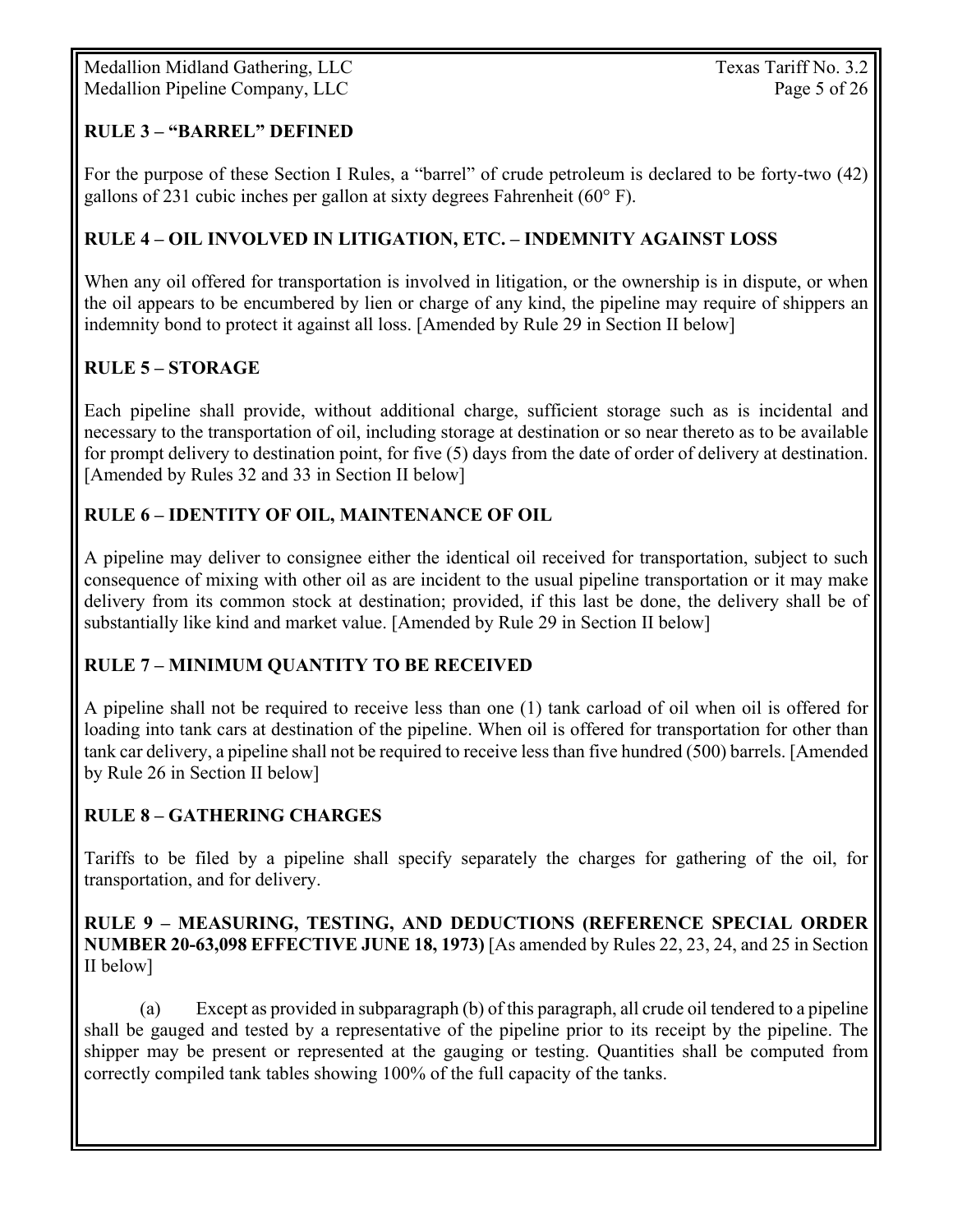## RULE 3 – "BARREL" DEFINED

For the purpose of these Section I Rules, a "barrel" of crude petroleum is declared to be forty-two (42) gallons of 231 cubic inches per gallon at sixty degrees Fahrenheit (60° F).

## RULE 4 – OIL INVOLVED IN LITIGATION, ETC. – INDEMNITY AGAINST LOSS

When any oil offered for transportation is involved in litigation, or the ownership is in dispute, or when the oil appears to be encumbered by lien or charge of any kind, the pipeline may require of shippers an indemnity bond to protect it against all loss. [Amended by Rule 29 in Section II below]

## RULE 5 – STORAGE

Each pipeline shall provide, without additional charge, sufficient storage such as is incidental and necessary to the transportation of oil, including storage at destination or so near thereto as to be available for prompt delivery to destination point, for five (5) days from the date of order of delivery at destination. [Amended by Rules 32 and 33 in Section II below]

## RULE 6 – IDENTITY OF OIL, MAINTENANCE OF OIL

A pipeline may deliver to consignee either the identical oil received for transportation, subject to such consequence of mixing with other oil as are incident to the usual pipeline transportation or it may make delivery from its common stock at destination; provided, if this last be done, the delivery shall be of substantially like kind and market value. [Amended by Rule 29 in Section II below]

## RULE 7 – MINIMUM QUANTITY TO BE RECEIVED

A pipeline shall not be required to receive less than one (1) tank carload of oil when oil is offered for loading into tank cars at destination of the pipeline. When oil is offered for transportation for other than tank car delivery, a pipeline shall not be required to receive less than five hundred (500) barrels. [Amended by Rule 26 in Section II below]

## RULE 8 – GATHERING CHARGES

Tariffs to be filed by a pipeline shall specify separately the charges for gathering of the oil, for transportation, and for delivery.

## RULE 9 – MEASURING, TESTING, AND DEDUCTIONS (REFERENCE SPECIAL ORDER NUMBER 20-63,098 EFFECTIVE JUNE 18, 1973) [As amended by Rules 22, 23, 24, and 25 in Section II below]

(a) Except as provided in subparagraph (b) of this paragraph, all crude oil tendered to a pipeline shall be gauged and tested by a representative of the pipeline prior to its receipt by the pipeline. The shipper may be present or represented at the gauging or testing. Quantities shall be computed from correctly compiled tank tables showing 100% of the full capacity of the tanks.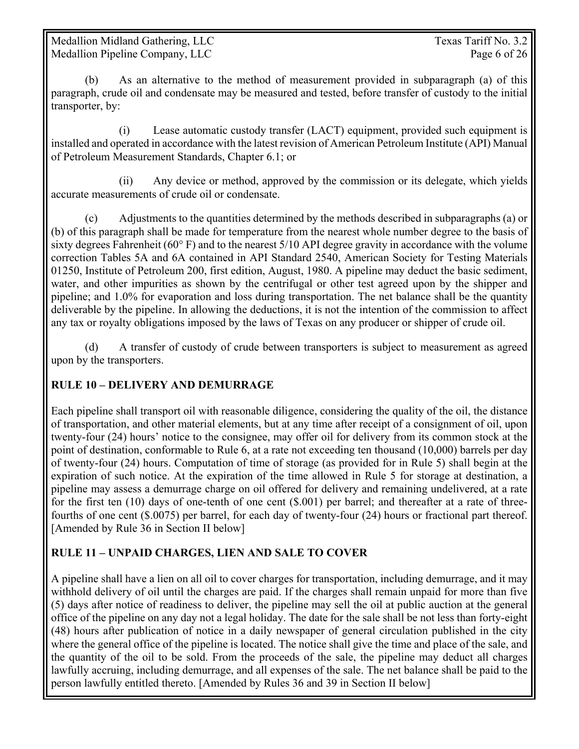(b) As an alternative to the method of measurement provided in subparagraph (a) of this paragraph, crude oil and condensate may be measured and tested, before transfer of custody to the initial transporter, by:

(i) Lease automatic custody transfer (LACT) equipment, provided such equipment is installed and operated in accordance with the latest revision of American Petroleum Institute (API) Manual of Petroleum Measurement Standards, Chapter 6.1; or

(ii) Any device or method, approved by the commission or its delegate, which yields accurate measurements of crude oil or condensate.

(c) Adjustments to the quantities determined by the methods described in subparagraphs (a) or (b) of this paragraph shall be made for temperature from the nearest whole number degree to the basis of sixty degrees Fahrenheit (60° F) and to the nearest 5/10 API degree gravity in accordance with the volume correction Tables 5A and 6A contained in API Standard 2540, American Society for Testing Materials 01250, Institute of Petroleum 200, first edition, August, 1980. A pipeline may deduct the basic sediment, water, and other impurities as shown by the centrifugal or other test agreed upon by the shipper and pipeline; and 1.0% for evaporation and loss during transportation. The net balance shall be the quantity deliverable by the pipeline. In allowing the deductions, it is not the intention of the commission to affect any tax or royalty obligations imposed by the laws of Texas on any producer or shipper of crude oil.

(d) A transfer of custody of crude between transporters is subject to measurement as agreed upon by the transporters.

## RULE 10 – DELIVERY AND DEMURRAGE

Each pipeline shall transport oil with reasonable diligence, considering the quality of the oil, the distance of transportation, and other material elements, but at any time after receipt of a consignment of oil, upon twenty-four (24) hours' notice to the consignee, may offer oil for delivery from its common stock at the point of destination, conformable to Rule 6, at a rate not exceeding ten thousand (10,000) barrels per day of twenty-four (24) hours. Computation of time of storage (as provided for in Rule 5) shall begin at the expiration of such notice. At the expiration of the time allowed in Rule 5 for storage at destination, a pipeline may assess a demurrage charge on oil offered for delivery and remaining undelivered, at a rate for the first ten (10) days of one-tenth of one cent ($.001) per barrel; and thereafter at a rate of three-fourths of one cent ($.0075) per barrel, for each day of twenty-four (24) hours or fractional part thereof. [Amended by Rule 36 in Section II below]

## RULE 11 – UNPAID CHARGES, LIEN AND SALE TO COVER

A pipeline shall have a lien on all oil to cover charges for transportation, including demurrage, and it may withhold delivery of oil until the charges are paid. If the charges shall remain unpaid for more than five (5) days after notice of readiness to deliver, the pipeline may sell the oil at public auction at the general office of the pipeline on any day not a legal holiday. The date for the sale shall be not less than forty-eight (48) hours after publication of notice in a daily newspaper of general circulation published in the city where the general office of the pipeline is located. The notice shall give the time and place of the sale, and the quantity of the oil to be sold. From the proceeds of the sale, the pipeline may deduct all charges lawfully accruing, including demurrage, and all expenses of the sale. The net balance shall be paid to the person lawfully entitled thereto. [Amended by Rules 36 and 39 in Section II below]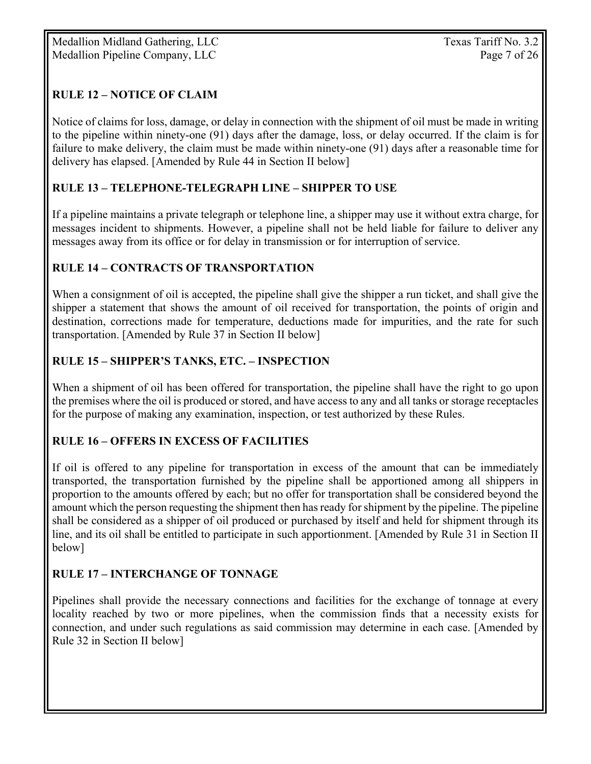## RULE 12 – NOTICE OF CLAIM

Notice of claims for loss, damage, or delay in connection with the shipment of oil must be made in writing to the pipeline within ninety-one (91) days after the damage, loss, or delay occurred. If the claim is for failure to make delivery, the claim must be made within ninety-one (91) days after a reasonable time for delivery has elapsed. [Amended by Rule 44 in Section II below]

## RULE 13 – TELEPHONE-TELEGRAPH LINE – SHIPPER TO USE

If a pipeline maintains a private telegraph or telephone line, a shipper may use it without extra charge, for messages incident to shipments. However, a pipeline shall not be held liable for failure to deliver any messages away from its office or for delay in transmission or for interruption of service.

## RULE 14 – CONTRACTS OF TRANSPORTATION

When a consignment of oil is accepted, the pipeline shall give the shipper a run ticket, and shall give the shipper a statement that shows the amount of oil received for transportation, the points of origin and destination, corrections made for temperature, deductions made for impurities, and the rate for such transportation. [Amended by Rule 37 in Section II below]

## RULE 15 – SHIPPER'S TANKS, ETC. – INSPECTION

When a shipment of oil has been offered for transportation, the pipeline shall have the right to go upon the premises where the oil is produced or stored, and have access to any and all tanks or storage receptacles for the purpose of making any examination, inspection, or test authorized by these Rules.

## RULE 16 – OFFERS IN EXCESS OF FACILITIES

If oil is offered to any pipeline for transportation in excess of the amount that can be immediately transported, the transportation furnished by the pipeline shall be apportioned among all shippers in proportion to the amounts offered by each; but no offer for transportation shall be considered beyond the amount which the person requesting the shipment then has ready for shipment by the pipeline. The pipeline shall be considered as a shipper of oil produced or purchased by itself and held for shipment through its line, and its oil shall be entitled to participate in such apportionment. [Amended by Rule 31 in Section II below]

## RULE 17 – INTERCHANGE OF TONNAGE

Pipelines shall provide the necessary connections and facilities for the exchange of tonnage at every locality reached by two or more pipelines, when the commission finds that a necessity exists for connection, and under such regulations as said commission may determine in each case. [Amended by Rule 32 in Section II below]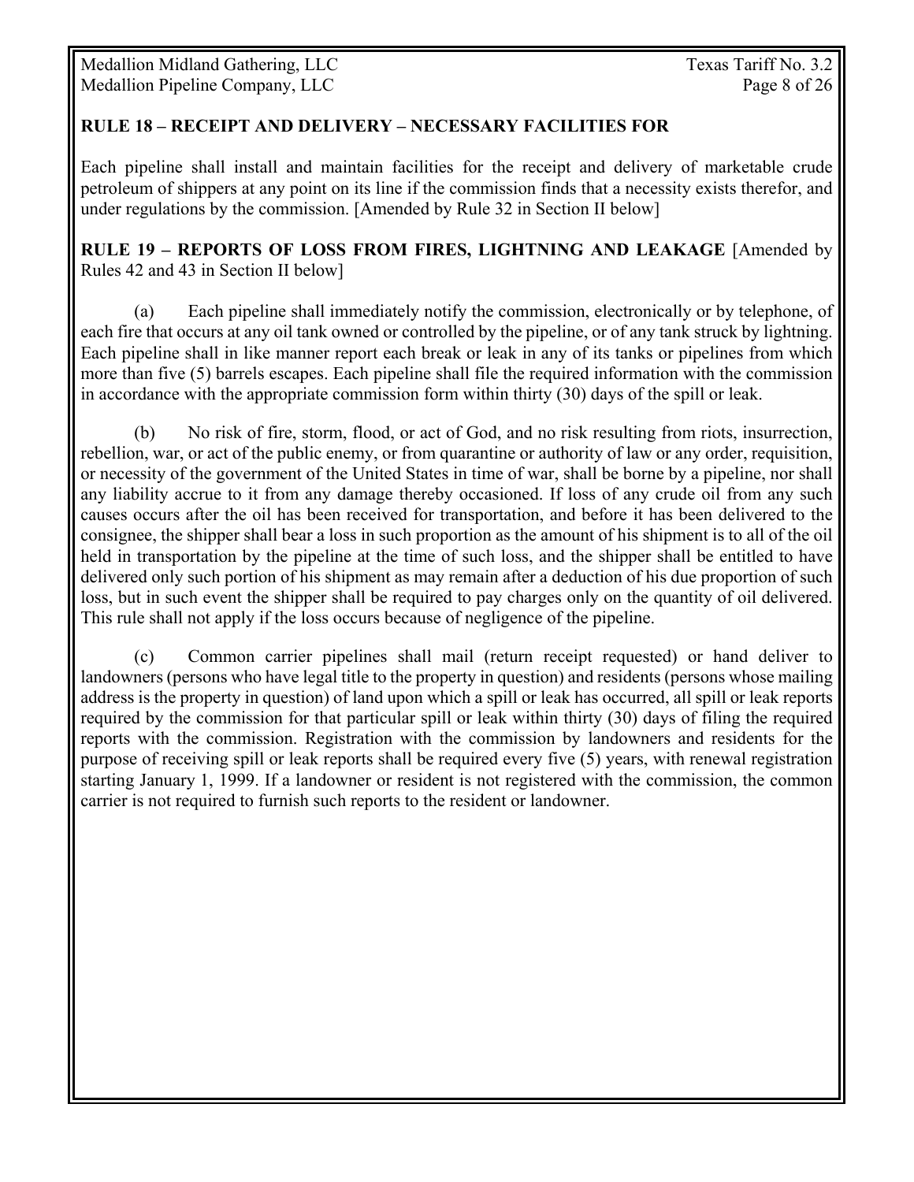**RULE 18 – RECEIPT AND DELIVERY – NECESSARY FACILITIES FOR**

Each pipeline shall install and maintain facilities for the receipt and delivery of marketable crude petroleum of shippers at any point on its line if the commission finds that a necessity exists therefor, and under regulations by the commission. [Amended by Rule 32 in Section II below]

**RULE 19 – REPORTS OF LOSS FROM FIRES, LIGHTNING AND LEAKAGE** [Amended by Rules 42 and 43 in Section II below]

(a) Each pipeline shall immediately notify the commission, electronically or by telephone, of each fire that occurs at any oil tank owned or controlled by the pipeline, or of any tank struck by lightning. Each pipeline shall in like manner report each break or leak in any of its tanks or pipelines from which more than five (5) barrels escapes. Each pipeline shall file the required information with the commission in accordance with the appropriate commission form within thirty (30) days of the spill or leak.

(b) No risk of fire, storm, flood, or act of God, and no risk resulting from riots, insurrection, rebellion, war, or act of the public enemy, or from quarantine or authority of law or any order, requisition, or necessity of the government of the United States in time of war, shall be borne by a pipeline, nor shall any liability accrue to it from any damage thereby occasioned. If loss of any crude oil from any such causes occurs after the oil has been received for transportation, and before it has been delivered to the consignee, the shipper shall bear a loss in such proportion as the amount of his shipment is to all of the oil held in transportation by the pipeline at the time of such loss, and the shipper shall be entitled to have delivered only such portion of his shipment as may remain after a deduction of his due proportion of such loss, but in such event the shipper shall be required to pay charges only on the quantity of oil delivered. This rule shall not apply if the loss occurs because of negligence of the pipeline.

(c) Common carrier pipelines shall mail (return receipt requested) or hand deliver to landowners (persons who have legal title to the property in question) and residents (persons whose mailing address is the property in question) of land upon which a spill or leak has occurred, all spill or leak reports required by the commission for that particular spill or leak within thirty (30) days of filing the required reports with the commission. Registration with the commission by landowners and residents for the purpose of receiving spill or leak reports shall be required every five (5) years, with renewal registration starting January 1, 1999. If a landowner or resident is not registered with the commission, the common carrier is not required to furnish such reports to the resident or landowner.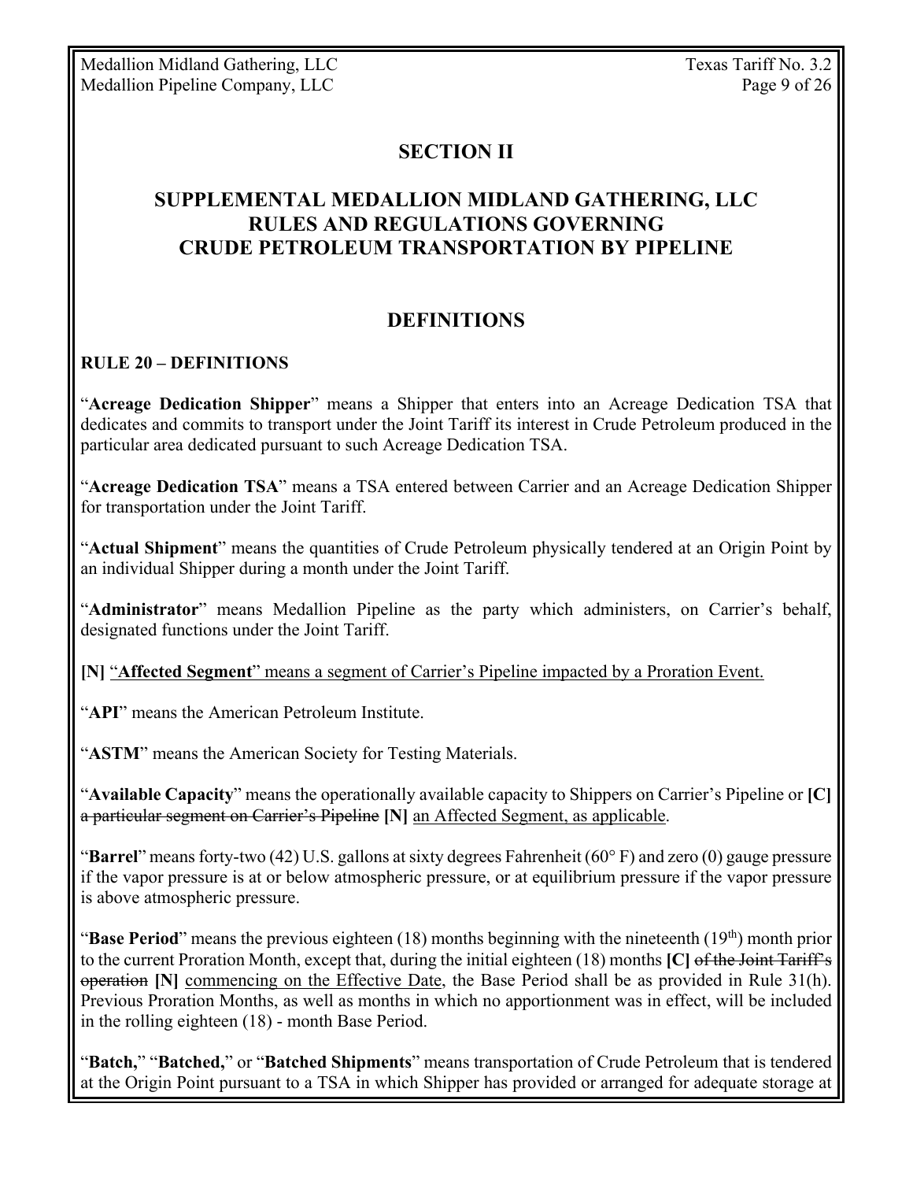## SECTION II

## SUPPLEMENTAL MEDALLION MIDLAND GATHERING, LLC RULES AND REGULATIONS GOVERNING CRUDE PETROLEUM TRANSPORTATION BY PIPELINE

## DEFINITIONS

### RULE 20 – DEFINITIONS

"**Acreage Dedication Shipper**" means a Shipper that enters into an Acreage Dedication TSA that dedicates and commits to transport under the Joint Tariff its interest in Crude Petroleum produced in the particular area dedicated pursuant to such Acreage Dedication TSA.

"**Acreage Dedication TSA**" means a TSA entered between Carrier and an Acreage Dedication Shipper for transportation under the Joint Tariff.

"**Actual Shipment**" means the quantities of Crude Petroleum physically tendered at an Origin Point by an individual Shipper during a month under the Joint Tariff.

"**Administrator**" means Medallion Pipeline as the party which administers, on Carrier's behalf, designated functions under the Joint Tariff.

**[N]** "**Affected Segment**" means a segment of Carrier's Pipeline impacted by a Proration Event.

"**API**" means the American Petroleum Institute.

"**ASTM**" means the American Society for Testing Materials.

"**Available Capacity**" means the operationally available capacity to Shippers on Carrier's Pipeline or **[C]** ~~a particular segment on Carrier's Pipeline~~ **[N]** an Affected Segment, as applicable.

"**Barrel**" means forty-two (42) U.S. gallons at sixty degrees Fahrenheit (60° F) and zero (0) gauge pressure if the vapor pressure is at or below atmospheric pressure, or at equilibrium pressure if the vapor pressure is above atmospheric pressure.

"**Base Period**" means the previous eighteen (18) months beginning with the nineteenth (19th) month prior to the current Proration Month, except that, during the initial eighteen (18) months **[C]** ~~of the Joint Tariff's operation~~ **[N]** commencing on the Effective Date, the Base Period shall be as provided in Rule 31(h). Previous Proration Months, as well as months in which no apportionment was in effect, will be included in the rolling eighteen (18) - month Base Period.

"**Batch,**" "**Batched,**" or "**Batched Shipments**" means transportation of Crude Petroleum that is tendered at the Origin Point pursuant to a TSA in which Shipper has provided or arranged for adequate storage at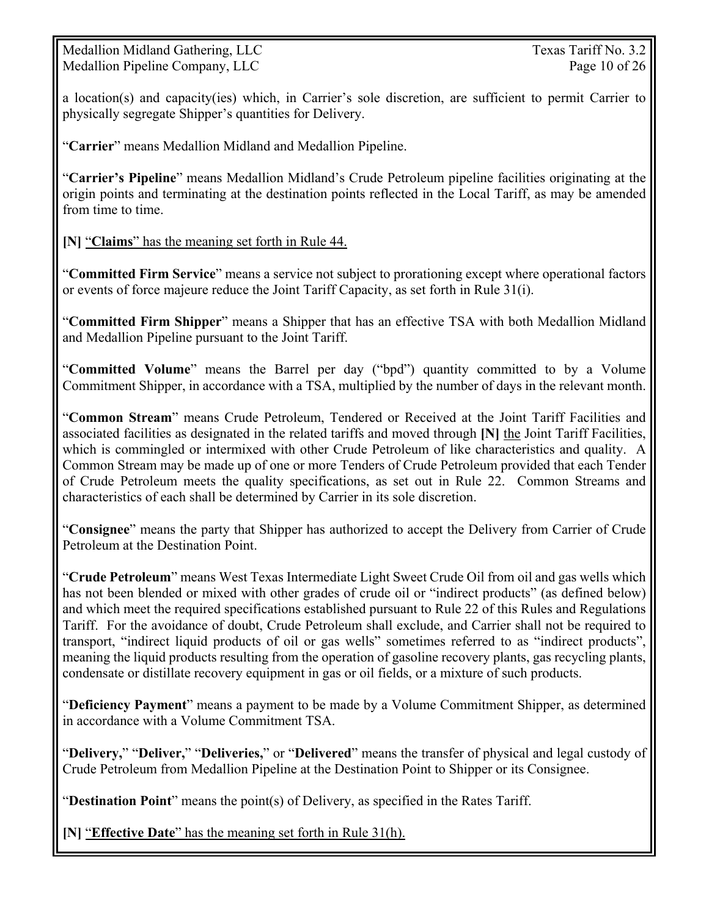a location(s) and capacity(ies) which, in Carrier's sole discretion, are sufficient to permit Carrier to physically segregate Shipper's quantities for Delivery.

"**Carrier**" means Medallion Midland and Medallion Pipeline.

"**Carrier's Pipeline**" means Medallion Midland's Crude Petroleum pipeline facilities originating at the origin points and terminating at the destination points reflected in the Local Tariff, as may be amended from time to time.

**[N]** "**Claims**" has the meaning set forth in Rule 44.

"**Committed Firm Service**" means a service not subject to prorationing except where operational factors or events of force majeure reduce the Joint Tariff Capacity, as set forth in Rule 31(i).

"**Committed Firm Shipper**" means a Shipper that has an effective TSA with both Medallion Midland and Medallion Pipeline pursuant to the Joint Tariff.

"**Committed Volume**" means the Barrel per day ("bpd") quantity committed to by a Volume Commitment Shipper, in accordance with a TSA, multiplied by the number of days in the relevant month.

"**Common Stream**" means Crude Petroleum, Tendered or Received at the Joint Tariff Facilities and associated facilities as designated in the related tariffs and moved through **[N]** the Joint Tariff Facilities, which is commingled or intermixed with other Crude Petroleum of like characteristics and quality. A Common Stream may be made up of one or more Tenders of Crude Petroleum provided that each Tender of Crude Petroleum meets the quality specifications, as set out in Rule 22. Common Streams and characteristics of each shall be determined by Carrier in its sole discretion.

"**Consignee**" means the party that Shipper has authorized to accept the Delivery from Carrier of Crude Petroleum at the Destination Point.

"**Crude Petroleum**" means West Texas Intermediate Light Sweet Crude Oil from oil and gas wells which has not been blended or mixed with other grades of crude oil or "indirect products" (as defined below) and which meet the required specifications established pursuant to Rule 22 of this Rules and Regulations Tariff. For the avoidance of doubt, Crude Petroleum shall exclude, and Carrier shall not be required to transport, "indirect liquid products of oil or gas wells" sometimes referred to as "indirect products", meaning the liquid products resulting from the operation of gasoline recovery plants, gas recycling plants, condensate or distillate recovery equipment in gas or oil fields, or a mixture of such products.

"**Deficiency Payment**" means a payment to be made by a Volume Commitment Shipper, as determined in accordance with a Volume Commitment TSA.

"**Delivery,**" "**Deliver,**" "**Deliveries,**" or "**Delivered**" means the transfer of physical and legal custody of Crude Petroleum from Medallion Pipeline at the Destination Point to Shipper or its Consignee.

"**Destination Point**" means the point(s) of Delivery, as specified in the Rates Tariff.

**[N]** "**Effective Date**" has the meaning set forth in Rule 31(h).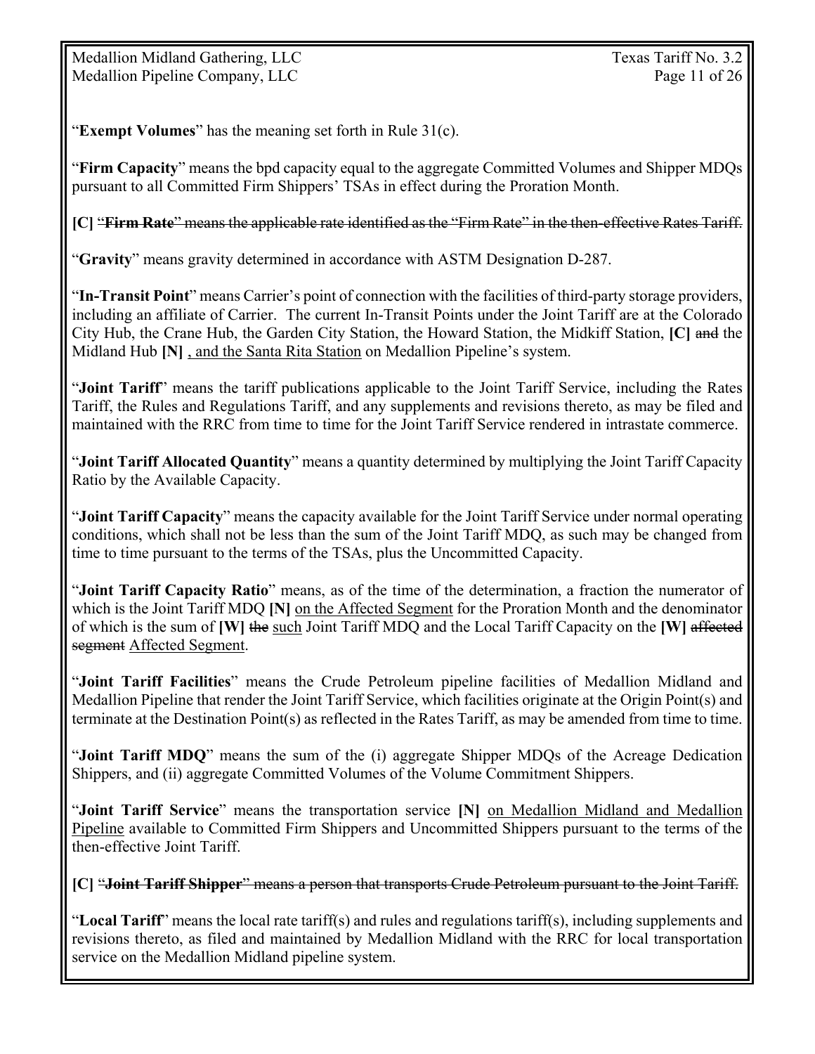"**Exempt Volumes**" has the meaning set forth in Rule 31(c).

"**Firm Capacity**" means the bpd capacity equal to the aggregate Committed Volumes and Shipper MDQs pursuant to all Committed Firm Shippers' TSAs in effect during the Proration Month.

**[C]** ~~"**Firm Rate**" means the applicable rate identified as the "Firm Rate" in the then-effective Rates Tariff.~~

"**Gravity**" means gravity determined in accordance with ASTM Designation D-287.

"**In-Transit Point**" means Carrier's point of connection with the facilities of third-party storage providers, including an affiliate of Carrier. The current In-Transit Points under the Joint Tariff are at the Colorado City Hub, the Crane Hub, the Garden City Station, the Howard Station, the Midkiff Station, **[C]** ~~and~~ the Midland Hub **[N]** <u>, and the Santa Rita Station</u> on Medallion Pipeline's system.

"**Joint Tariff**" means the tariff publications applicable to the Joint Tariff Service, including the Rates Tariff, the Rules and Regulations Tariff, and any supplements and revisions thereto, as may be filed and maintained with the RRC from time to time for the Joint Tariff Service rendered in intrastate commerce.

"**Joint Tariff Allocated Quantity**" means a quantity determined by multiplying the Joint Tariff Capacity Ratio by the Available Capacity.

"**Joint Tariff Capacity**" means the capacity available for the Joint Tariff Service under normal operating conditions, which shall not be less than the sum of the Joint Tariff MDQ, as such may be changed from time to time pursuant to the terms of the TSAs, plus the Uncommitted Capacity.

"**Joint Tariff Capacity Ratio**" means, as of the time of the determination, a fraction the numerator of which is the Joint Tariff MDQ **[N]** <u>on the Affected Segment</u> for the Proration Month and the denominator of which is the sum of **[W]** ~~the~~ <u>such</u> Joint Tariff MDQ and the Local Tariff Capacity on the **[W]** ~~affected segment~~ <u>Affected Segment</u>.

"**Joint Tariff Facilities**" means the Crude Petroleum pipeline facilities of Medallion Midland and Medallion Pipeline that render the Joint Tariff Service, which facilities originate at the Origin Point(s) and terminate at the Destination Point(s) as reflected in the Rates Tariff, as may be amended from time to time.

"**Joint Tariff MDQ**" means the sum of the (i) aggregate Shipper MDQs of the Acreage Dedication Shippers, and (ii) aggregate Committed Volumes of the Volume Commitment Shippers.

"**Joint Tariff Service**" means the transportation service **[N]** <u>on Medallion Midland and Medallion Pipeline</u> available to Committed Firm Shippers and Uncommitted Shippers pursuant to the terms of the then-effective Joint Tariff.

**[C]** ~~"**Joint Tariff Shipper**" means a person that transports Crude Petroleum pursuant to the Joint Tariff.~~

"**Local Tariff**" means the local rate tariff(s) and rules and regulations tariff(s), including supplements and revisions thereto, as filed and maintained by Medallion Midland with the RRC for local transportation service on the Medallion Midland pipeline system.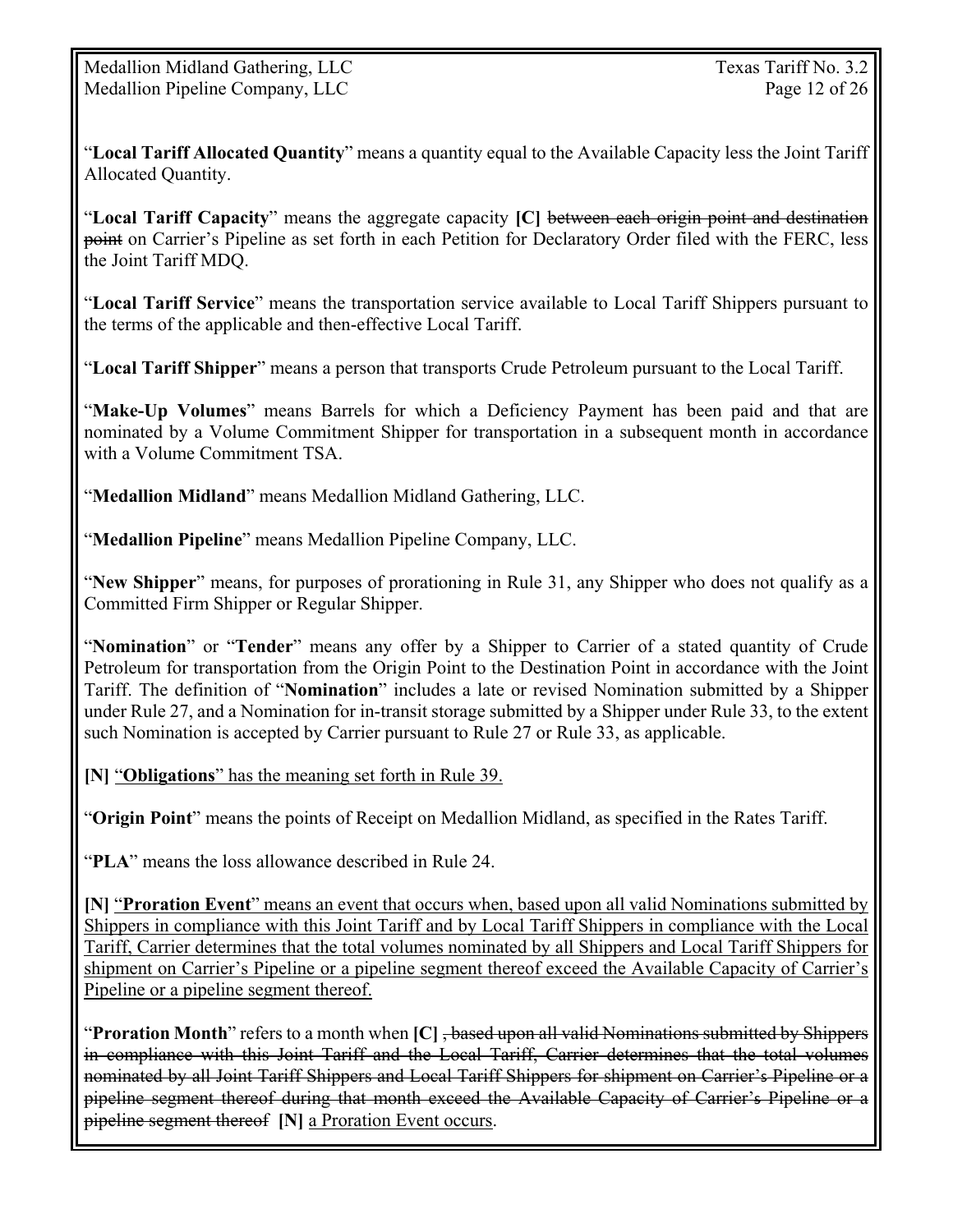"**Local Tariff Allocated Quantity**" means a quantity equal to the Available Capacity less the Joint Tariff Allocated Quantity.

"**Local Tariff Capacity**" means the aggregate capacity **[C]** ~~between each origin point and destination point~~ on Carrier's Pipeline as set forth in each Petition for Declaratory Order filed with the FERC, less the Joint Tariff MDQ.

"**Local Tariff Service**" means the transportation service available to Local Tariff Shippers pursuant to the terms of the applicable and then-effective Local Tariff.

"**Local Tariff Shipper**" means a person that transports Crude Petroleum pursuant to the Local Tariff.

"**Make-Up Volumes**" means Barrels for which a Deficiency Payment has been paid and that are nominated by a Volume Commitment Shipper for transportation in a subsequent month in accordance with a Volume Commitment TSA.

"**Medallion Midland**" means Medallion Midland Gathering, LLC.

"**Medallion Pipeline**" means Medallion Pipeline Company, LLC.

"**New Shipper**" means, for purposes of prorationing in Rule 31, any Shipper who does not qualify as a Committed Firm Shipper or Regular Shipper.

"**Nomination**" or "**Tender**" means any offer by a Shipper to Carrier of a stated quantity of Crude Petroleum for transportation from the Origin Point to the Destination Point in accordance with the Joint Tariff. The definition of "**Nomination**" includes a late or revised Nomination submitted by a Shipper under Rule 27, and a Nomination for in-transit storage submitted by a Shipper under Rule 33, to the extent such Nomination is accepted by Carrier pursuant to Rule 27 or Rule 33, as applicable.

**[N]** <u>"**Obligations**" has the meaning set forth in Rule 39.</u>

"**Origin Point**" means the points of Receipt on Medallion Midland, as specified in the Rates Tariff.

"**PLA**" means the loss allowance described in Rule 24.

**[N]** <u>"**Proration Event**" means an event that occurs when, based upon all valid Nominations submitted by Shippers in compliance with this Joint Tariff and by Local Tariff Shippers in compliance with the Local Tariff, Carrier determines that the total volumes nominated by all Shippers and Local Tariff Shippers for shipment on Carrier's Pipeline or a pipeline segment thereof exceed the Available Capacity of Carrier's Pipeline or a pipeline segment thereof.</u>

"**Proration Month**" refers to a month when **[C]** ~~, based upon all valid Nominations submitted by Shippers in compliance with this Joint Tariff and the Local Tariff, Carrier determines that the total volumes nominated by all Joint Tariff Shippers and Local Tariff Shippers for shipment on Carrier's Pipeline or a pipeline segment thereof during that month exceed the Available Capacity of Carrier's Pipeline or a pipeline segment thereof~~ **[N]** <u>a Proration Event occurs</u>.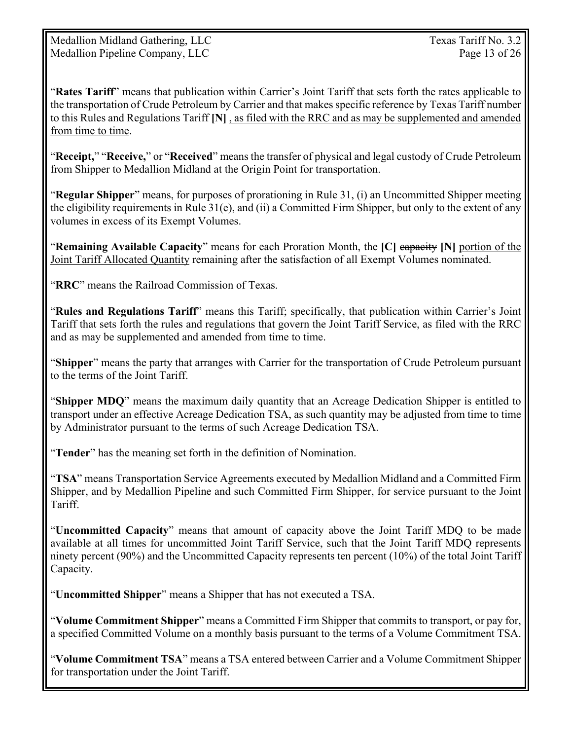"**Rates Tariff**" means that publication within Carrier's Joint Tariff that sets forth the rates applicable to the transportation of Crude Petroleum by Carrier and that makes specific reference by Texas Tariff number to this Rules and Regulations Tariff **[N]** <u>, as filed with the RRC and as may be supplemented and amended from time to time</u>.

"**Receipt,**" "**Receive,**" or "**Received**" means the transfer of physical and legal custody of Crude Petroleum from Shipper to Medallion Midland at the Origin Point for transportation.

"**Regular Shipper**" means, for purposes of prorationing in Rule 31, (i) an Uncommitted Shipper meeting the eligibility requirements in Rule 31(e), and (ii) a Committed Firm Shipper, but only to the extent of any volumes in excess of its Exempt Volumes.

"**Remaining Available Capacity**" means for each Proration Month, the **[C]** ~~capacity~~ **[N]** <u>portion of the Joint Tariff Allocated Quantity</u> remaining after the satisfaction of all Exempt Volumes nominated.

"**RRC**" means the Railroad Commission of Texas.

"**Rules and Regulations Tariff**" means this Tariff; specifically, that publication within Carrier's Joint Tariff that sets forth the rules and regulations that govern the Joint Tariff Service, as filed with the RRC and as may be supplemented and amended from time to time.

"**Shipper**" means the party that arranges with Carrier for the transportation of Crude Petroleum pursuant to the terms of the Joint Tariff.

"**Shipper MDQ**" means the maximum daily quantity that an Acreage Dedication Shipper is entitled to transport under an effective Acreage Dedication TSA, as such quantity may be adjusted from time to time by Administrator pursuant to the terms of such Acreage Dedication TSA.

"**Tender**" has the meaning set forth in the definition of Nomination.

"**TSA**" means Transportation Service Agreements executed by Medallion Midland and a Committed Firm Shipper, and by Medallion Pipeline and such Committed Firm Shipper, for service pursuant to the Joint Tariff.

"**Uncommitted Capacity**" means that amount of capacity above the Joint Tariff MDQ to be made available at all times for uncommitted Joint Tariff Service, such that the Joint Tariff MDQ represents ninety percent (90%) and the Uncommitted Capacity represents ten percent (10%) of the total Joint Tariff Capacity.

"**Uncommitted Shipper**" means a Shipper that has not executed a TSA.

"**Volume Commitment Shipper**" means a Committed Firm Shipper that commits to transport, or pay for, a specified Committed Volume on a monthly basis pursuant to the terms of a Volume Commitment TSA.

"**Volume Commitment TSA**" means a TSA entered between Carrier and a Volume Commitment Shipper for transportation under the Joint Tariff.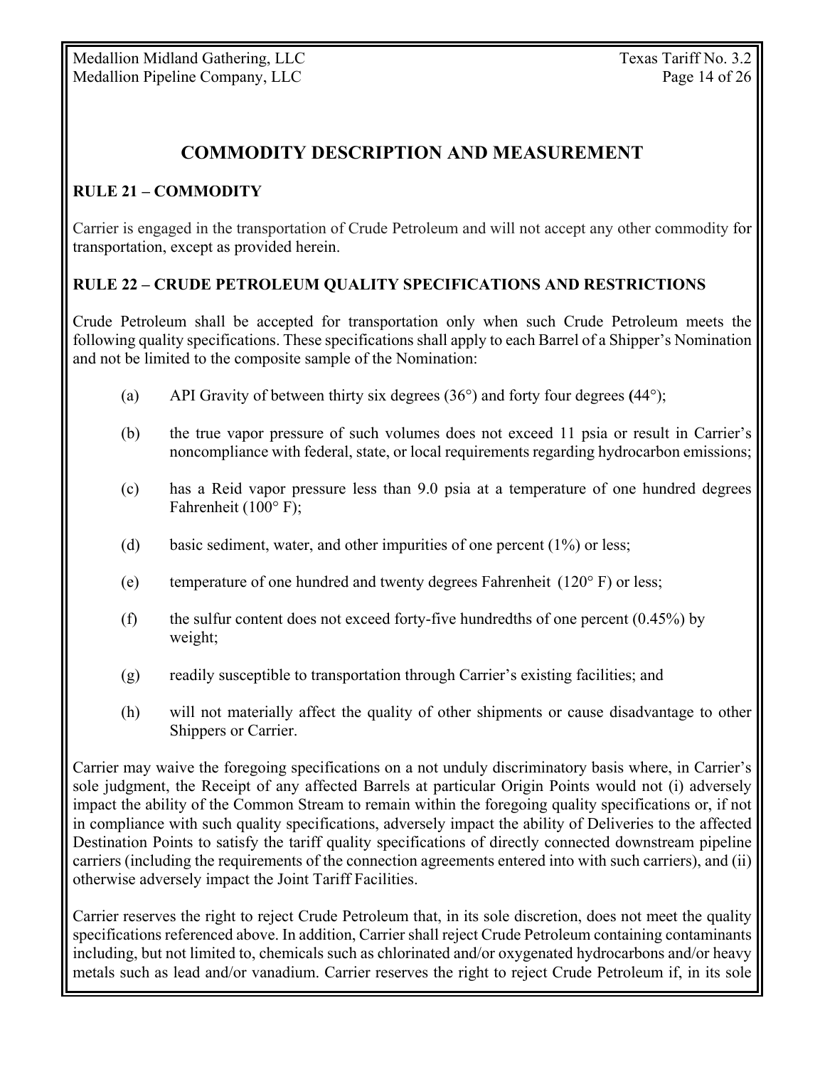## COMMODITY DESCRIPTION AND MEASUREMENT

### RULE 21 – COMMODITY

Carrier is engaged in the transportation of Crude Petroleum and will not accept any other commodity for transportation, except as provided herein.

### RULE 22 – CRUDE PETROLEUM QUALITY SPECIFICATIONS AND RESTRICTIONS

Crude Petroleum shall be accepted for transportation only when such Crude Petroleum meets the following quality specifications. These specifications shall apply to each Barrel of a Shipper's Nomination and not be limited to the composite sample of the Nomination:

(a) API Gravity of between thirty six degrees (36°) and forty four degrees (44°);

(b) the true vapor pressure of such volumes does not exceed 11 psia or result in Carrier's noncompliance with federal, state, or local requirements regarding hydrocarbon emissions;

(c) has a Reid vapor pressure less than 9.0 psia at a temperature of one hundred degrees Fahrenheit (100° F);

(d) basic sediment, water, and other impurities of one percent (1%) or less;

(e) temperature of one hundred and twenty degrees Fahrenheit (120° F) or less;

(f) the sulfur content does not exceed forty-five hundredths of one percent (0.45%) by weight;

(g) readily susceptible to transportation through Carrier's existing facilities; and

(h) will not materially affect the quality of other shipments or cause disadvantage to other Shippers or Carrier.

Carrier may waive the foregoing specifications on a not unduly discriminatory basis where, in Carrier's sole judgment, the Receipt of any affected Barrels at particular Origin Points would not (i) adversely impact the ability of the Common Stream to remain within the foregoing quality specifications or, if not in compliance with such quality specifications, adversely impact the ability of Deliveries to the affected Destination Points to satisfy the tariff quality specifications of directly connected downstream pipeline carriers (including the requirements of the connection agreements entered into with such carriers), and (ii) otherwise adversely impact the Joint Tariff Facilities.

Carrier reserves the right to reject Crude Petroleum that, in its sole discretion, does not meet the quality specifications referenced above. In addition, Carrier shall reject Crude Petroleum containing contaminants including, but not limited to, chemicals such as chlorinated and/or oxygenated hydrocarbons and/or heavy metals such as lead and/or vanadium. Carrier reserves the right to reject Crude Petroleum if, in its sole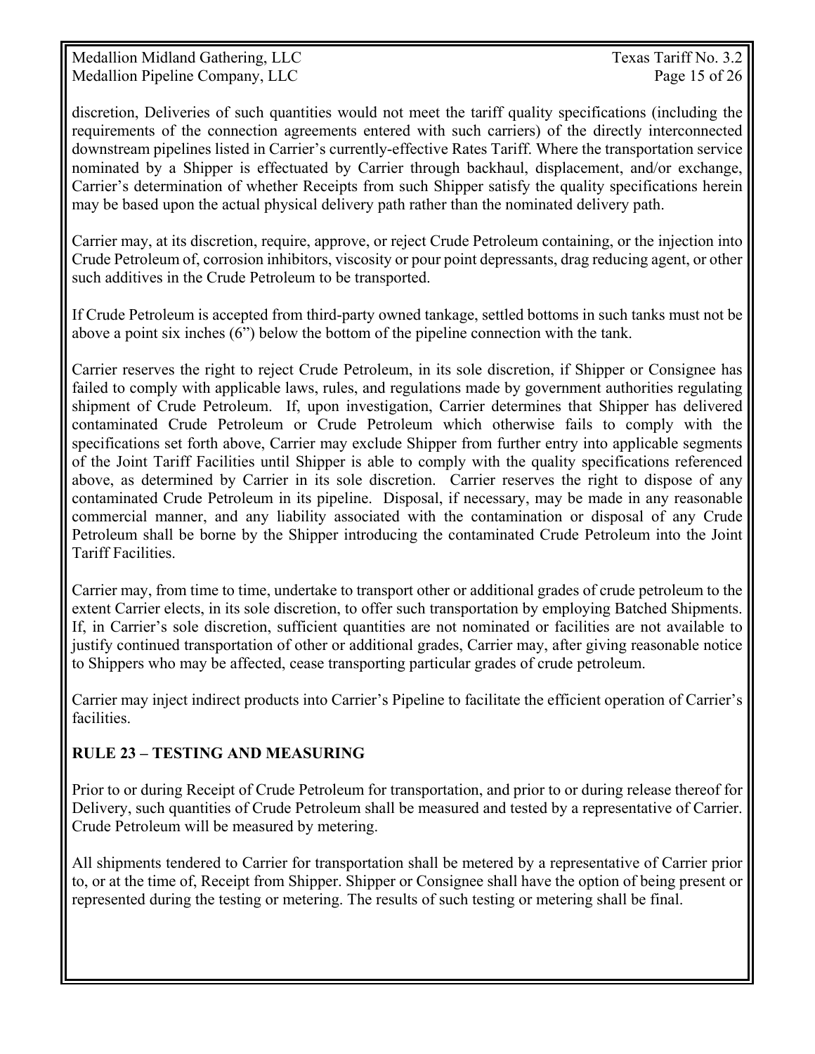discretion, Deliveries of such quantities would not meet the tariff quality specifications (including the requirements of the connection agreements entered with such carriers) of the directly interconnected downstream pipelines listed in Carrier's currently-effective Rates Tariff. Where the transportation service nominated by a Shipper is effectuated by Carrier through backhaul, displacement, and/or exchange, Carrier's determination of whether Receipts from such Shipper satisfy the quality specifications herein may be based upon the actual physical delivery path rather than the nominated delivery path.

Carrier may, at its discretion, require, approve, or reject Crude Petroleum containing, or the injection into Crude Petroleum of, corrosion inhibitors, viscosity or pour point depressants, drag reducing agent, or other such additives in the Crude Petroleum to be transported.

If Crude Petroleum is accepted from third-party owned tankage, settled bottoms in such tanks must not be above a point six inches (6") below the bottom of the pipeline connection with the tank.

Carrier reserves the right to reject Crude Petroleum, in its sole discretion, if Shipper or Consignee has failed to comply with applicable laws, rules, and regulations made by government authorities regulating shipment of Crude Petroleum. If, upon investigation, Carrier determines that Shipper has delivered contaminated Crude Petroleum or Crude Petroleum which otherwise fails to comply with the specifications set forth above, Carrier may exclude Shipper from further entry into applicable segments of the Joint Tariff Facilities until Shipper is able to comply with the quality specifications referenced above, as determined by Carrier in its sole discretion. Carrier reserves the right to dispose of any contaminated Crude Petroleum in its pipeline. Disposal, if necessary, may be made in any reasonable commercial manner, and any liability associated with the contamination or disposal of any Crude Petroleum shall be borne by the Shipper introducing the contaminated Crude Petroleum into the Joint Tariff Facilities.

Carrier may, from time to time, undertake to transport other or additional grades of crude petroleum to the extent Carrier elects, in its sole discretion, to offer such transportation by employing Batched Shipments. If, in Carrier's sole discretion, sufficient quantities are not nominated or facilities are not available to justify continued transportation of other or additional grades, Carrier may, after giving reasonable notice to Shippers who may be affected, cease transporting particular grades of crude petroleum.

Carrier may inject indirect products into Carrier's Pipeline to facilitate the efficient operation of Carrier's facilities.

## RULE 23 – TESTING AND MEASURING

Prior to or during Receipt of Crude Petroleum for transportation, and prior to or during release thereof for Delivery, such quantities of Crude Petroleum shall be measured and tested by a representative of Carrier. Crude Petroleum will be measured by metering.

All shipments tendered to Carrier for transportation shall be metered by a representative of Carrier prior to, or at the time of, Receipt from Shipper. Shipper or Consignee shall have the option of being present or represented during the testing or metering. The results of such testing or metering shall be final.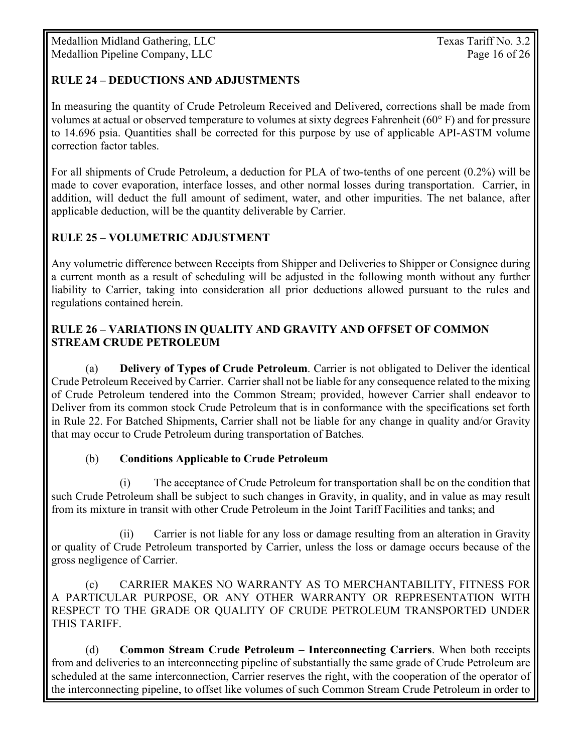## RULE 24 – DEDUCTIONS AND ADJUSTMENTS

In measuring the quantity of Crude Petroleum Received and Delivered, corrections shall be made from volumes at actual or observed temperature to volumes at sixty degrees Fahrenheit (60° F) and for pressure to 14.696 psia. Quantities shall be corrected for this purpose by use of applicable API-ASTM volume correction factor tables.

For all shipments of Crude Petroleum, a deduction for PLA of two-tenths of one percent (0.2%) will be made to cover evaporation, interface losses, and other normal losses during transportation. Carrier, in addition, will deduct the full amount of sediment, water, and other impurities. The net balance, after applicable deduction, will be the quantity deliverable by Carrier.

## RULE 25 – VOLUMETRIC ADJUSTMENT

Any volumetric difference between Receipts from Shipper and Deliveries to Shipper or Consignee during a current month as a result of scheduling will be adjusted in the following month without any further liability to Carrier, taking into consideration all prior deductions allowed pursuant to the rules and regulations contained herein.

## RULE 26 – VARIATIONS IN QUALITY AND GRAVITY AND OFFSET OF COMMON STREAM CRUDE PETROLEUM

(a) **Delivery of Types of Crude Petroleum**. Carrier is not obligated to Deliver the identical Crude Petroleum Received by Carrier. Carrier shall not be liable for any consequence related to the mixing of Crude Petroleum tendered into the Common Stream; provided, however Carrier shall endeavor to Deliver from its common stock Crude Petroleum that is in conformance with the specifications set forth in Rule 22. For Batched Shipments, Carrier shall not be liable for any change in quality and/or Gravity that may occur to Crude Petroleum during transportation of Batches.

(b) **Conditions Applicable to Crude Petroleum**

(i) The acceptance of Crude Petroleum for transportation shall be on the condition that such Crude Petroleum shall be subject to such changes in Gravity, in quality, and in value as may result from its mixture in transit with other Crude Petroleum in the Joint Tariff Facilities and tanks; and

(ii) Carrier is not liable for any loss or damage resulting from an alteration in Gravity or quality of Crude Petroleum transported by Carrier, unless the loss or damage occurs because of the gross negligence of Carrier.

(c) CARRIER MAKES NO WARRANTY AS TO MERCHANTABILITY, FITNESS FOR A PARTICULAR PURPOSE, OR ANY OTHER WARRANTY OR REPRESENTATION WITH RESPECT TO THE GRADE OR QUALITY OF CRUDE PETROLEUM TRANSPORTED UNDER THIS TARIFF.

(d) **Common Stream Crude Petroleum – Interconnecting Carriers**. When both receipts from and deliveries to an interconnecting pipeline of substantially the same grade of Crude Petroleum are scheduled at the same interconnection, Carrier reserves the right, with the cooperation of the operator of the interconnecting pipeline, to offset like volumes of such Common Stream Crude Petroleum in order to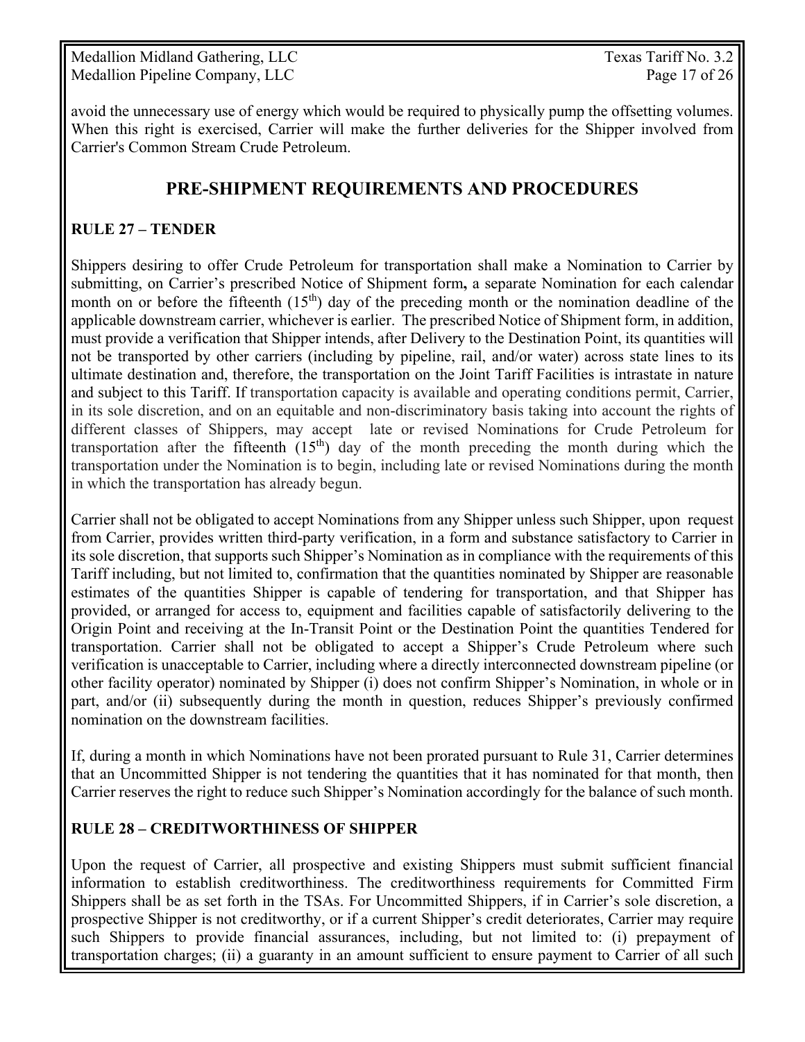avoid the unnecessary use of energy which would be required to physically pump the offsetting volumes. When this right is exercised, Carrier will make the further deliveries for the Shipper involved from Carrier's Common Stream Crude Petroleum.

## PRE-SHIPMENT REQUIREMENTS AND PROCEDURES

### RULE 27 – TENDER

Shippers desiring to offer Crude Petroleum for transportation shall make a Nomination to Carrier by submitting, on Carrier's prescribed Notice of Shipment form**,** a separate Nomination for each calendar month on or before the fifteenth (15th) day of the preceding month or the nomination deadline of the applicable downstream carrier, whichever is earlier. The prescribed Notice of Shipment form, in addition, must provide a verification that Shipper intends, after Delivery to the Destination Point, its quantities will not be transported by other carriers (including by pipeline, rail, and/or water) across state lines to its ultimate destination and, therefore, the transportation on the Joint Tariff Facilities is intrastate in nature and subject to this Tariff. If transportation capacity is available and operating conditions permit, Carrier, in its sole discretion, and on an equitable and non-discriminatory basis taking into account the rights of different classes of Shippers, may accept late or revised Nominations for Crude Petroleum for transportation after the fifteenth (15th) day of the month preceding the month during which the transportation under the Nomination is to begin, including late or revised Nominations during the month in which the transportation has already begun.

Carrier shall not be obligated to accept Nominations from any Shipper unless such Shipper, upon request from Carrier, provides written third-party verification, in a form and substance satisfactory to Carrier in its sole discretion, that supports such Shipper's Nomination as in compliance with the requirements of this Tariff including, but not limited to, confirmation that the quantities nominated by Shipper are reasonable estimates of the quantities Shipper is capable of tendering for transportation, and that Shipper has provided, or arranged for access to, equipment and facilities capable of satisfactorily delivering to the Origin Point and receiving at the In-Transit Point or the Destination Point the quantities Tendered for transportation. Carrier shall not be obligated to accept a Shipper's Crude Petroleum where such verification is unacceptable to Carrier, including where a directly interconnected downstream pipeline (or other facility operator) nominated by Shipper (i) does not confirm Shipper's Nomination, in whole or in part, and/or (ii) subsequently during the month in question, reduces Shipper's previously confirmed nomination on the downstream facilities.

If, during a month in which Nominations have not been prorated pursuant to Rule 31, Carrier determines that an Uncommitted Shipper is not tendering the quantities that it has nominated for that month, then Carrier reserves the right to reduce such Shipper's Nomination accordingly for the balance of such month.

### RULE 28 – CREDITWORTHINESS OF SHIPPER

Upon the request of Carrier, all prospective and existing Shippers must submit sufficient financial information to establish creditworthiness. The creditworthiness requirements for Committed Firm Shippers shall be as set forth in the TSAs. For Uncommitted Shippers, if in Carrier's sole discretion, a prospective Shipper is not creditworthy, or if a current Shipper's credit deteriorates, Carrier may require such Shippers to provide financial assurances, including, but not limited to: (i) prepayment of transportation charges; (ii) a guaranty in an amount sufficient to ensure payment to Carrier of all such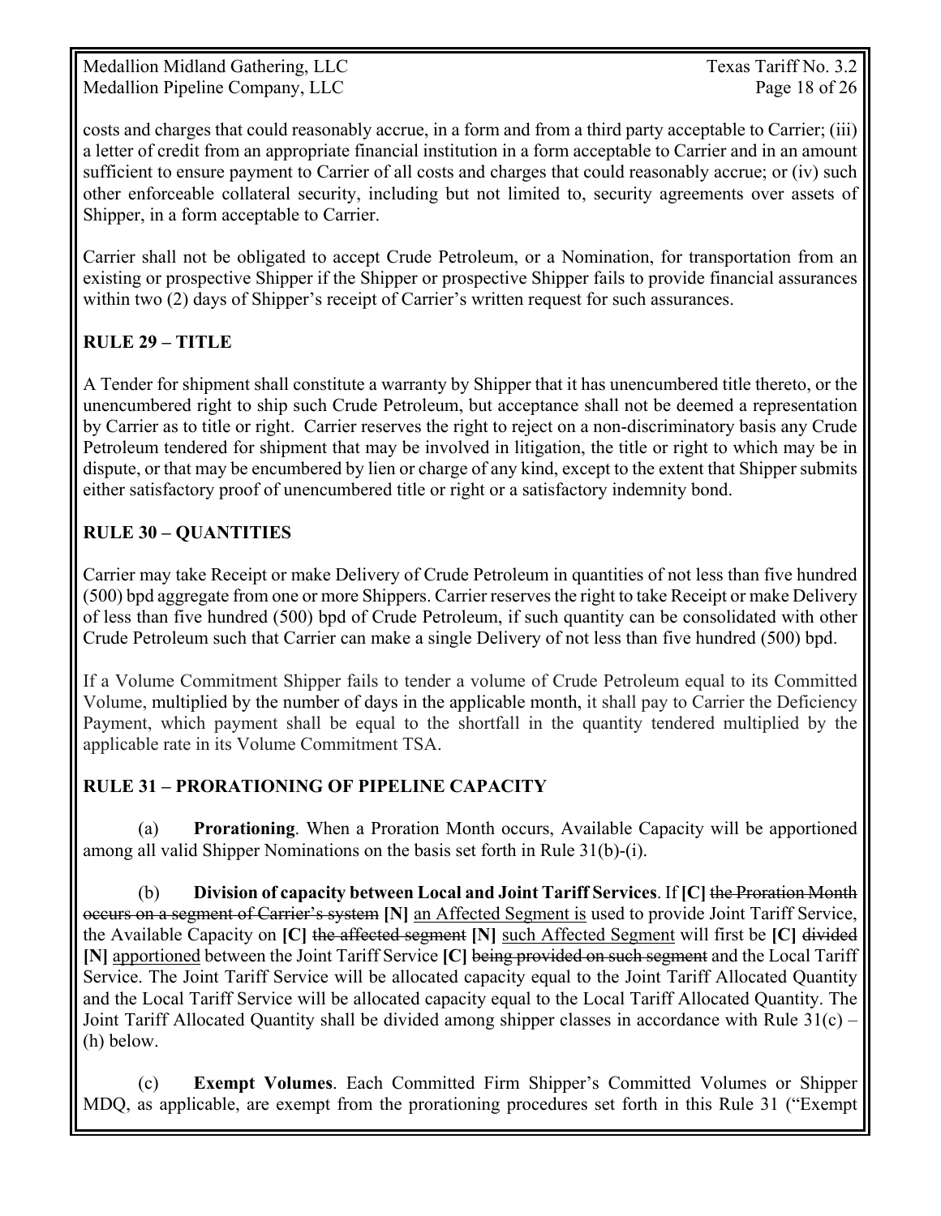costs and charges that could reasonably accrue, in a form and from a third party acceptable to Carrier; (iii) a letter of credit from an appropriate financial institution in a form acceptable to Carrier and in an amount sufficient to ensure payment to Carrier of all costs and charges that could reasonably accrue; or (iv) such other enforceable collateral security, including but not limited to, security agreements over assets of Shipper, in a form acceptable to Carrier.

Carrier shall not be obligated to accept Crude Petroleum, or a Nomination, for transportation from an existing or prospective Shipper if the Shipper or prospective Shipper fails to provide financial assurances within two (2) days of Shipper's receipt of Carrier's written request for such assurances.

## RULE 29 – TITLE

A Tender for shipment shall constitute a warranty by Shipper that it has unencumbered title thereto, or the unencumbered right to ship such Crude Petroleum, but acceptance shall not be deemed a representation by Carrier as to title or right. Carrier reserves the right to reject on a non-discriminatory basis any Crude Petroleum tendered for shipment that may be involved in litigation, the title or right to which may be in dispute, or that may be encumbered by lien or charge of any kind, except to the extent that Shipper submits either satisfactory proof of unencumbered title or right or a satisfactory indemnity bond.

## RULE 30 – QUANTITIES

Carrier may take Receipt or make Delivery of Crude Petroleum in quantities of not less than five hundred (500) bpd aggregate from one or more Shippers. Carrier reserves the right to take Receipt or make Delivery of less than five hundred (500) bpd of Crude Petroleum, if such quantity can be consolidated with other Crude Petroleum such that Carrier can make a single Delivery of not less than five hundred (500) bpd.

If a Volume Commitment Shipper fails to tender a volume of Crude Petroleum equal to its Committed Volume, multiplied by the number of days in the applicable month, it shall pay to Carrier the Deficiency Payment, which payment shall be equal to the shortfall in the quantity tendered multiplied by the applicable rate in its Volume Commitment TSA.

## RULE 31 – PRORATIONING OF PIPELINE CAPACITY

(a) **Prorationing**. When a Proration Month occurs, Available Capacity will be apportioned among all valid Shipper Nominations on the basis set forth in Rule 31(b)-(i).

(b) **Division of capacity between Local and Joint Tariff Services**. If **[C]** ~~the Proration Month occurs on a segment of Carrier's system~~ **[N]** <u>an Affected Segment is</u> used to provide Joint Tariff Service, the Available Capacity on **[C]** ~~the affected segment~~ **[N]** <u>such Affected Segment</u> will first be **[C]** ~~divided~~ **[N]** <u>apportioned</u> between the Joint Tariff Service **[C]** ~~being provided on such segment~~ and the Local Tariff Service. The Joint Tariff Service will be allocated capacity equal to the Joint Tariff Allocated Quantity and the Local Tariff Service will be allocated capacity equal to the Local Tariff Allocated Quantity. The Joint Tariff Allocated Quantity shall be divided among shipper classes in accordance with Rule 31(c) – (h) below.

(c) **Exempt Volumes**. Each Committed Firm Shipper's Committed Volumes or Shipper MDQ, as applicable, are exempt from the prorationing procedures set forth in this Rule 31 ("Exempt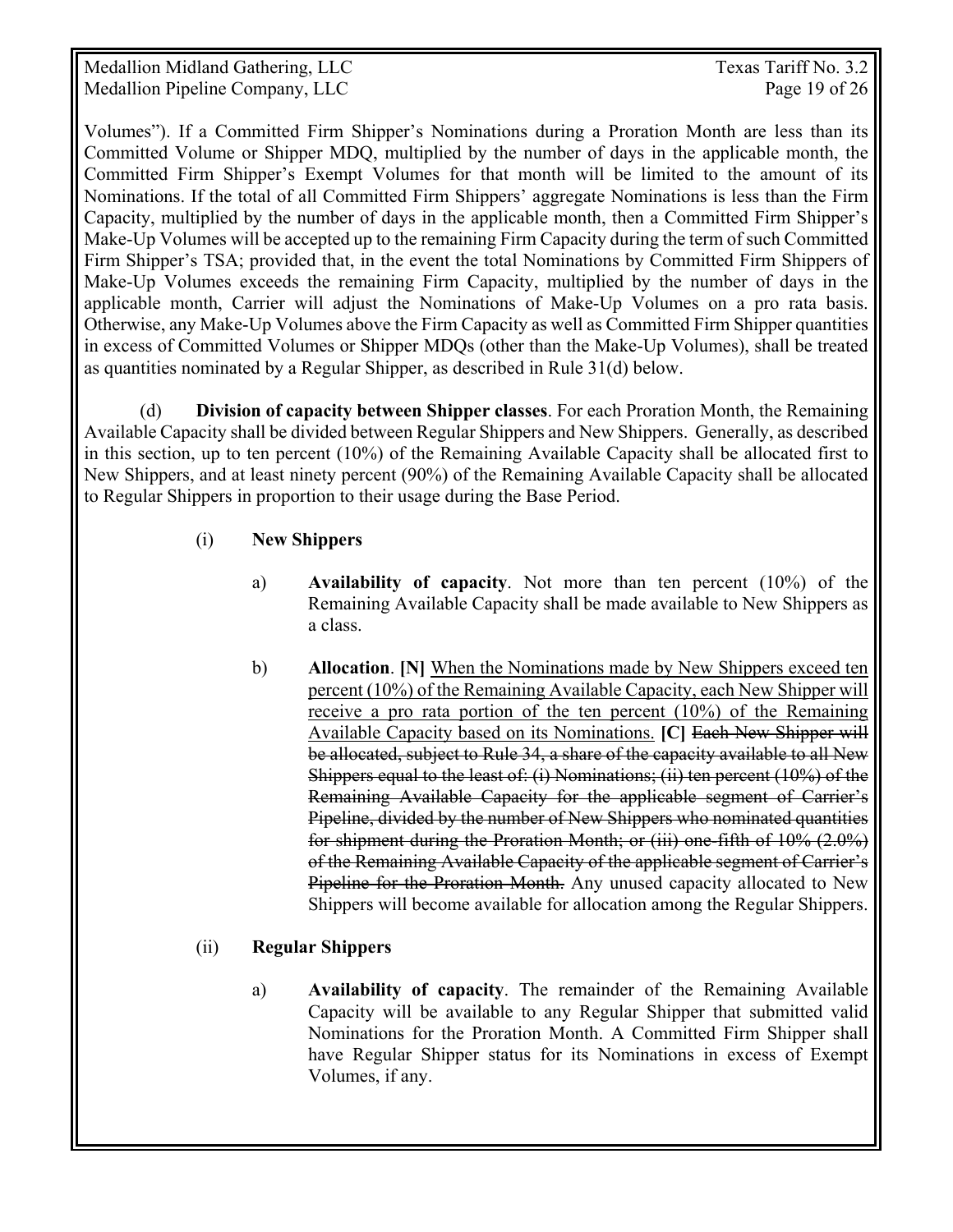Volumes"). If a Committed Firm Shipper's Nominations during a Proration Month are less than its Committed Volume or Shipper MDQ, multiplied by the number of days in the applicable month, the Committed Firm Shipper's Exempt Volumes for that month will be limited to the amount of its Nominations. If the total of all Committed Firm Shippers' aggregate Nominations is less than the Firm Capacity, multiplied by the number of days in the applicable month, then a Committed Firm Shipper's Make-Up Volumes will be accepted up to the remaining Firm Capacity during the term of such Committed Firm Shipper's TSA; provided that, in the event the total Nominations by Committed Firm Shippers of Make-Up Volumes exceeds the remaining Firm Capacity, multiplied by the number of days in the applicable month, Carrier will adjust the Nominations of Make-Up Volumes on a pro rata basis. Otherwise, any Make-Up Volumes above the Firm Capacity as well as Committed Firm Shipper quantities in excess of Committed Volumes or Shipper MDQs (other than the Make-Up Volumes), shall be treated as quantities nominated by a Regular Shipper, as described in Rule 31(d) below.

(d) **Division of capacity between Shipper classes**. For each Proration Month, the Remaining Available Capacity shall be divided between Regular Shippers and New Shippers. Generally, as described in this section, up to ten percent (10%) of the Remaining Available Capacity shall be allocated first to New Shippers, and at least ninety percent (90%) of the Remaining Available Capacity shall be allocated to Regular Shippers in proportion to their usage during the Base Period.

(i) **New Shippers**

a) **Availability of capacity**. Not more than ten percent (10%) of the Remaining Available Capacity shall be made available to New Shippers as a class.

b) **Allocation**. **[N]** <u>When the Nominations made by New Shippers exceed ten percent (10%) of the Remaining Available Capacity, each New Shipper will receive a pro rata portion of the ten percent (10%) of the Remaining Available Capacity based on its Nominations.</u> **[C]** ~~Each New Shipper will be allocated, subject to Rule 34, a share of the capacity available to all New Shippers equal to the least of: (i) Nominations; (ii) ten percent (10%) of the Remaining Available Capacity for the applicable segment of Carrier's Pipeline, divided by the number of New Shippers who nominated quantities for shipment during the Proration Month; or (iii) one-fifth of 10% (2.0%) of the Remaining Available Capacity of the applicable segment of Carrier's Pipeline for the Proration Month.~~ Any unused capacity allocated to New Shippers will become available for allocation among the Regular Shippers.

(ii) **Regular Shippers**

a) **Availability of capacity**. The remainder of the Remaining Available Capacity will be available to any Regular Shipper that submitted valid Nominations for the Proration Month. A Committed Firm Shipper shall have Regular Shipper status for its Nominations in excess of Exempt Volumes, if any.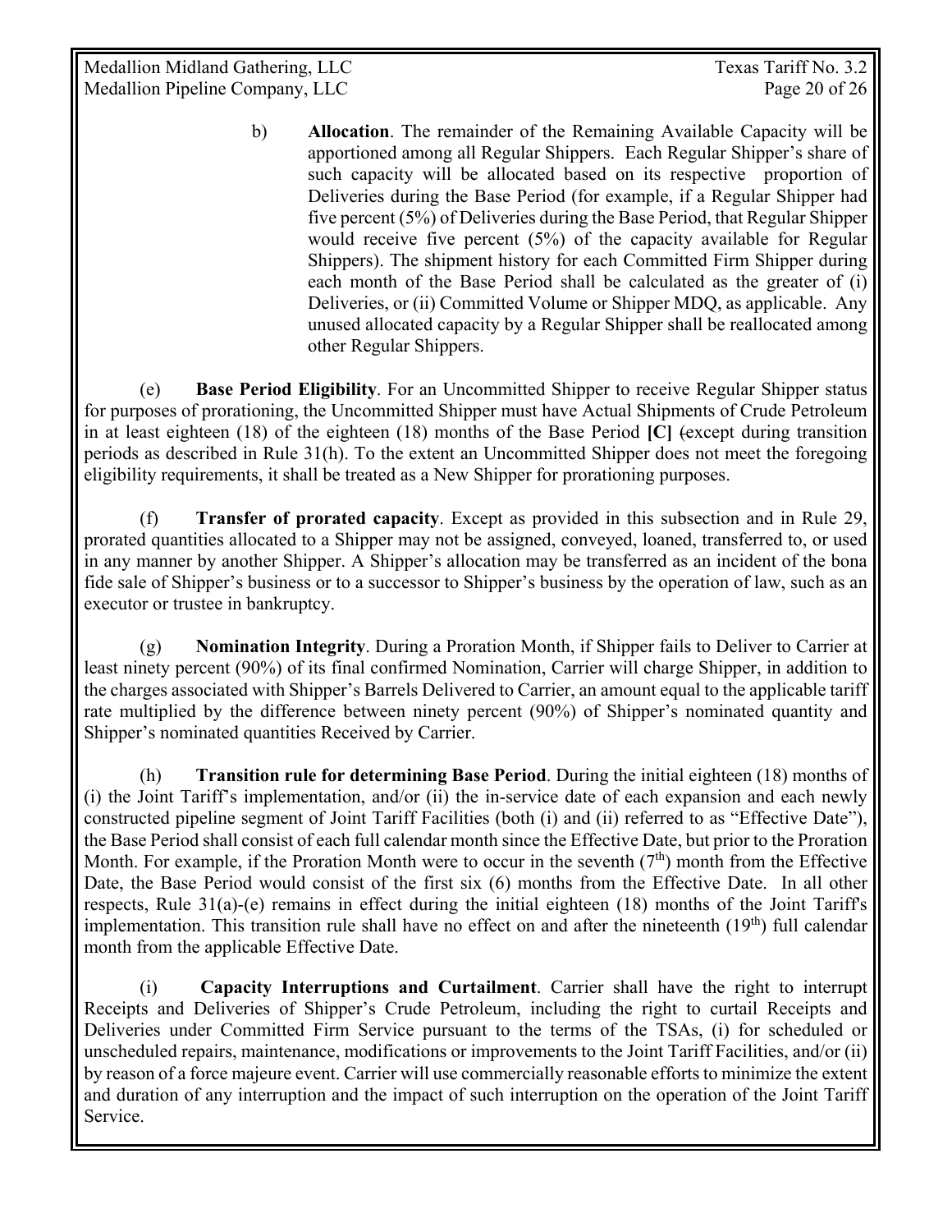b) **Allocation**. The remainder of the Remaining Available Capacity will be apportioned among all Regular Shippers. Each Regular Shipper's share of such capacity will be allocated based on its respective proportion of Deliveries during the Base Period (for example, if a Regular Shipper had five percent (5%) of Deliveries during the Base Period, that Regular Shipper would receive five percent (5%) of the capacity available for Regular Shippers). The shipment history for each Committed Firm Shipper during each month of the Base Period shall be calculated as the greater of (i) Deliveries, or (ii) Committed Volume or Shipper MDQ, as applicable. Any unused allocated capacity by a Regular Shipper shall be reallocated among other Regular Shippers.

(e) **Base Period Eligibility**. For an Uncommitted Shipper to receive Regular Shipper status for purposes of prorationing, the Uncommitted Shipper must have Actual Shipments of Crude Petroleum in at least eighteen (18) of the eighteen (18) months of the Base Period **[C]** ~~(~~except during transition periods as described in Rule 31(h). To the extent an Uncommitted Shipper does not meet the foregoing eligibility requirements, it shall be treated as a New Shipper for prorationing purposes.

(f) **Transfer of prorated capacity**. Except as provided in this subsection and in Rule 29, prorated quantities allocated to a Shipper may not be assigned, conveyed, loaned, transferred to, or used in any manner by another Shipper. A Shipper's allocation may be transferred as an incident of the bona fide sale of Shipper's business or to a successor to Shipper's business by the operation of law, such as an executor or trustee in bankruptcy.

(g) **Nomination Integrity**. During a Proration Month, if Shipper fails to Deliver to Carrier at least ninety percent (90%) of its final confirmed Nomination, Carrier will charge Shipper, in addition to the charges associated with Shipper's Barrels Delivered to Carrier, an amount equal to the applicable tariff rate multiplied by the difference between ninety percent (90%) of Shipper's nominated quantity and Shipper's nominated quantities Received by Carrier.

(h) **Transition rule for determining Base Period**. During the initial eighteen (18) months of (i) the Joint Tariff's implementation, and/or (ii) the in-service date of each expansion and each newly constructed pipeline segment of Joint Tariff Facilities (both (i) and (ii) referred to as "Effective Date"), the Base Period shall consist of each full calendar month since the Effective Date, but prior to the Proration Month. For example, if the Proration Month were to occur in the seventh (7th) month from the Effective Date, the Base Period would consist of the first six (6) months from the Effective Date. In all other respects, Rule 31(a)-(e) remains in effect during the initial eighteen (18) months of the Joint Tariff's implementation. This transition rule shall have no effect on and after the nineteenth (19th) full calendar month from the applicable Effective Date.

(i) **Capacity Interruptions and Curtailment**. Carrier shall have the right to interrupt Receipts and Deliveries of Shipper's Crude Petroleum, including the right to curtail Receipts and Deliveries under Committed Firm Service pursuant to the terms of the TSAs, (i) for scheduled or unscheduled repairs, maintenance, modifications or improvements to the Joint Tariff Facilities, and/or (ii) by reason of a force majeure event. Carrier will use commercially reasonable efforts to minimize the extent and duration of any interruption and the impact of such interruption on the operation of the Joint Tariff Service.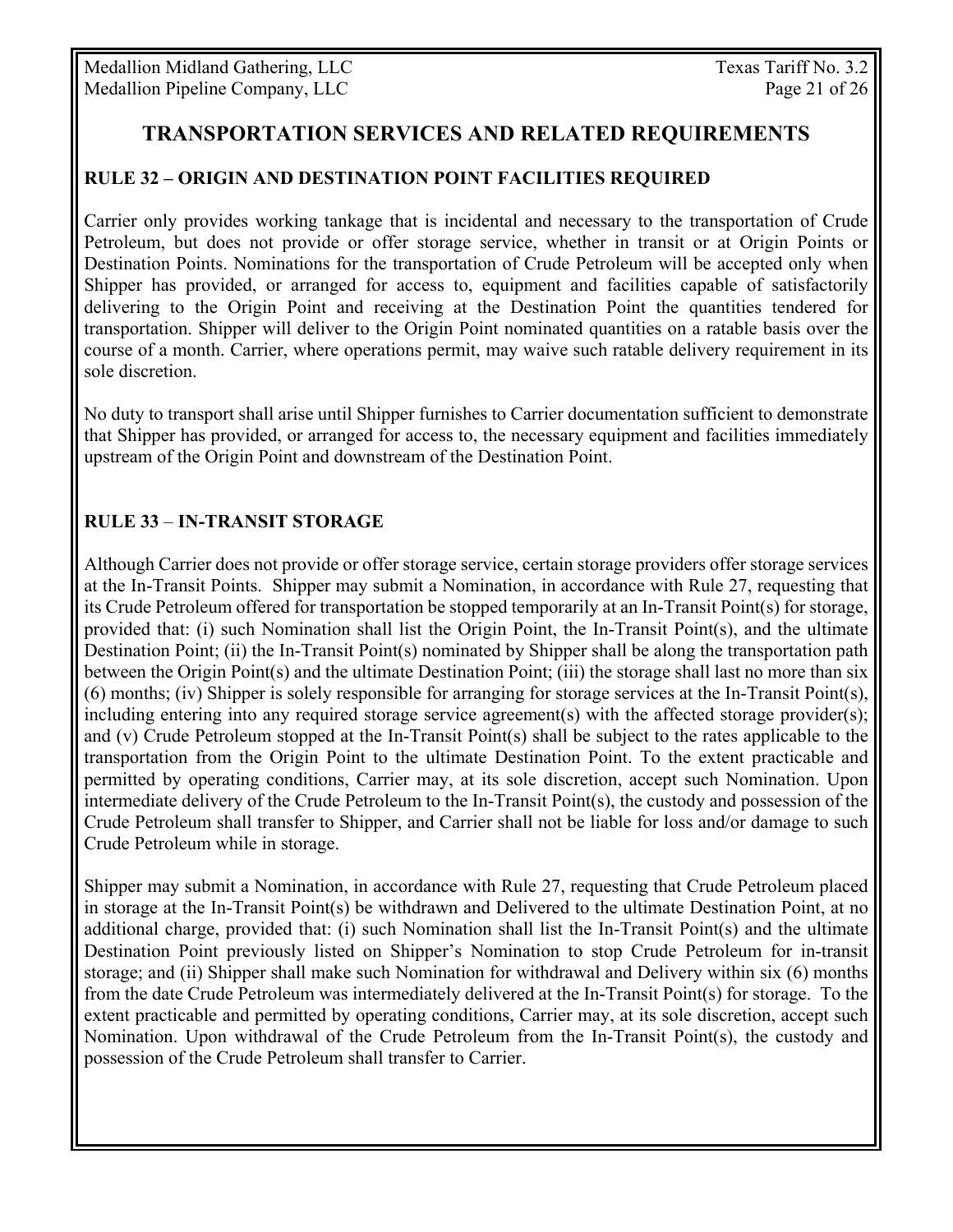## TRANSPORTATION SERVICES AND RELATED REQUIREMENTS

### RULE 32 – ORIGIN AND DESTINATION POINT FACILITIES REQUIRED

Carrier only provides working tankage that is incidental and necessary to the transportation of Crude Petroleum, but does not provide or offer storage service, whether in transit or at Origin Points or Destination Points. Nominations for the transportation of Crude Petroleum will be accepted only when Shipper has provided, or arranged for access to, equipment and facilities capable of satisfactorily delivering to the Origin Point and receiving at the Destination Point the quantities tendered for transportation. Shipper will deliver to the Origin Point nominated quantities on a ratable basis over the course of a month. Carrier, where operations permit, may waive such ratable delivery requirement in its sole discretion.

No duty to transport shall arise until Shipper furnishes to Carrier documentation sufficient to demonstrate that Shipper has provided, or arranged for access to, the necessary equipment and facilities immediately upstream of the Origin Point and downstream of the Destination Point.

### RULE 33 – IN-TRANSIT STORAGE

Although Carrier does not provide or offer storage service, certain storage providers offer storage services at the In-Transit Points. Shipper may submit a Nomination, in accordance with Rule 27, requesting that its Crude Petroleum offered for transportation be stopped temporarily at an In-Transit Point(s) for storage, provided that: (i) such Nomination shall list the Origin Point, the In-Transit Point(s), and the ultimate Destination Point; (ii) the In-Transit Point(s) nominated by Shipper shall be along the transportation path between the Origin Point(s) and the ultimate Destination Point; (iii) the storage shall last no more than six (6) months; (iv) Shipper is solely responsible for arranging for storage services at the In-Transit Point(s), including entering into any required storage service agreement(s) with the affected storage provider(s); and (v) Crude Petroleum stopped at the In-Transit Point(s) shall be subject to the rates applicable to the transportation from the Origin Point to the ultimate Destination Point. To the extent practicable and permitted by operating conditions, Carrier may, at its sole discretion, accept such Nomination. Upon intermediate delivery of the Crude Petroleum to the In-Transit Point(s), the custody and possession of the Crude Petroleum shall transfer to Shipper, and Carrier shall not be liable for loss and/or damage to such Crude Petroleum while in storage.

Shipper may submit a Nomination, in accordance with Rule 27, requesting that Crude Petroleum placed in storage at the In-Transit Point(s) be withdrawn and Delivered to the ultimate Destination Point, at no additional charge, provided that: (i) such Nomination shall list the In-Transit Point(s) and the ultimate Destination Point previously listed on Shipper's Nomination to stop Crude Petroleum for in-transit storage; and (ii) Shipper shall make such Nomination for withdrawal and Delivery within six (6) months from the date Crude Petroleum was intermediately delivered at the In-Transit Point(s) for storage. To the extent practicable and permitted by operating conditions, Carrier may, at its sole discretion, accept such Nomination. Upon withdrawal of the Crude Petroleum from the In-Transit Point(s), the custody and possession of the Crude Petroleum shall transfer to Carrier.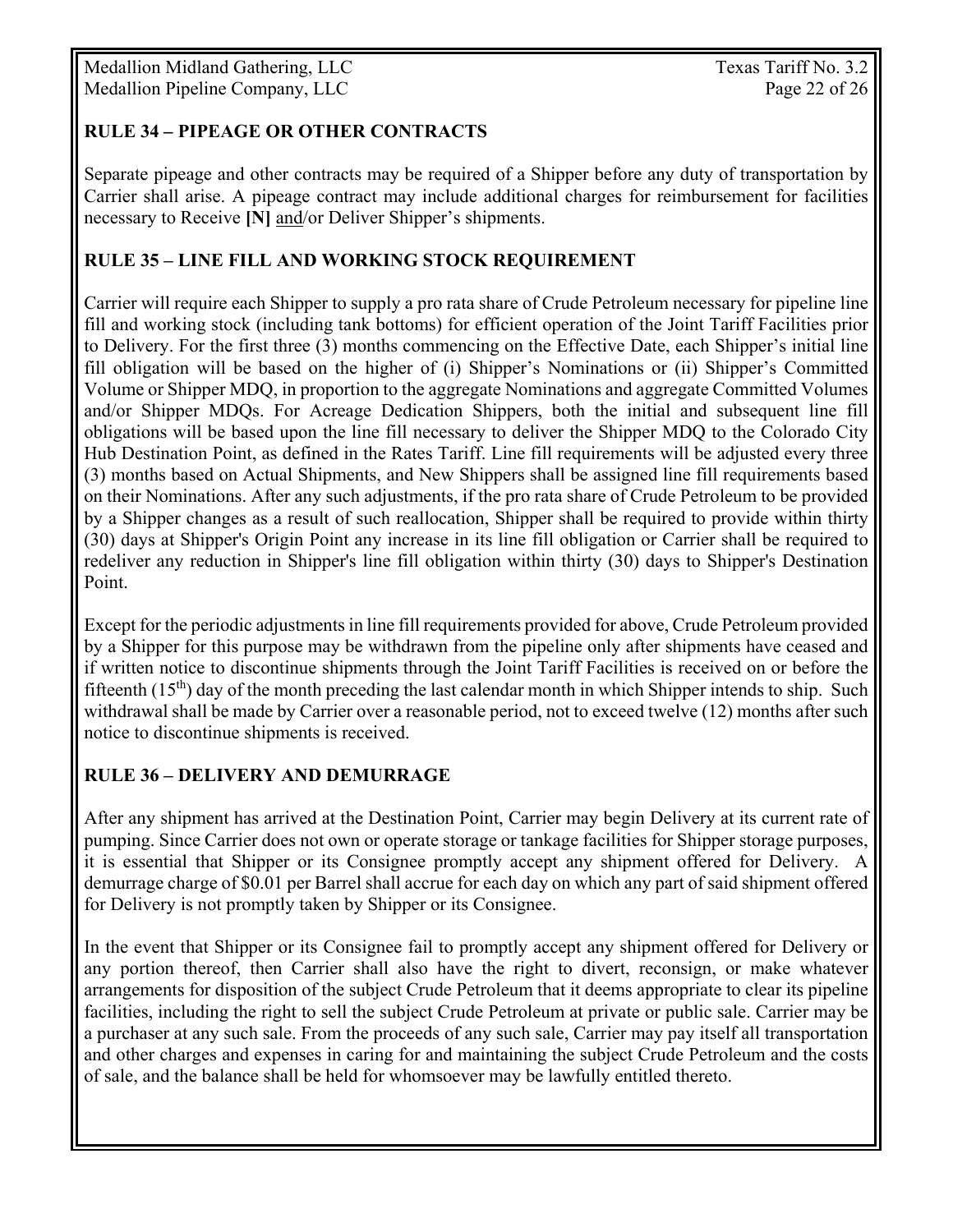## RULE 34 – PIPEAGE OR OTHER CONTRACTS

Separate pipeage and other contracts may be required of a Shipper before any duty of transportation by Carrier shall arise. A pipeage contract may include additional charges for reimbursement for facilities necessary to Receive **[N]** and/or Deliver Shipper's shipments.

## RULE 35 – LINE FILL AND WORKING STOCK REQUIREMENT

Carrier will require each Shipper to supply a pro rata share of Crude Petroleum necessary for pipeline line fill and working stock (including tank bottoms) for efficient operation of the Joint Tariff Facilities prior to Delivery. For the first three (3) months commencing on the Effective Date, each Shipper's initial line fill obligation will be based on the higher of (i) Shipper's Nominations or (ii) Shipper's Committed Volume or Shipper MDQ, in proportion to the aggregate Nominations and aggregate Committed Volumes and/or Shipper MDQs. For Acreage Dedication Shippers, both the initial and subsequent line fill obligations will be based upon the line fill necessary to deliver the Shipper MDQ to the Colorado City Hub Destination Point, as defined in the Rates Tariff. Line fill requirements will be adjusted every three (3) months based on Actual Shipments, and New Shippers shall be assigned line fill requirements based on their Nominations. After any such adjustments, if the pro rata share of Crude Petroleum to be provided by a Shipper changes as a result of such reallocation, Shipper shall be required to provide within thirty (30) days at Shipper's Origin Point any increase in its line fill obligation or Carrier shall be required to redeliver any reduction in Shipper's line fill obligation within thirty (30) days to Shipper's Destination Point.

Except for the periodic adjustments in line fill requirements provided for above, Crude Petroleum provided by a Shipper for this purpose may be withdrawn from the pipeline only after shipments have ceased and if written notice to discontinue shipments through the Joint Tariff Facilities is received on or before the fifteenth (15th) day of the month preceding the last calendar month in which Shipper intends to ship. Such withdrawal shall be made by Carrier over a reasonable period, not to exceed twelve (12) months after such notice to discontinue shipments is received.

## RULE 36 – DELIVERY AND DEMURRAGE

After any shipment has arrived at the Destination Point, Carrier may begin Delivery at its current rate of pumping. Since Carrier does not own or operate storage or tankage facilities for Shipper storage purposes, it is essential that Shipper or its Consignee promptly accept any shipment offered for Delivery. A demurrage charge of $0.01 per Barrel shall accrue for each day on which any part of said shipment offered for Delivery is not promptly taken by Shipper or its Consignee.

In the event that Shipper or its Consignee fail to promptly accept any shipment offered for Delivery or any portion thereof, then Carrier shall also have the right to divert, reconsign, or make whatever arrangements for disposition of the subject Crude Petroleum that it deems appropriate to clear its pipeline facilities, including the right to sell the subject Crude Petroleum at private or public sale. Carrier may be a purchaser at any such sale. From the proceeds of any such sale, Carrier may pay itself all transportation and other charges and expenses in caring for and maintaining the subject Crude Petroleum and the costs of sale, and the balance shall be held for whomsoever may be lawfully entitled thereto.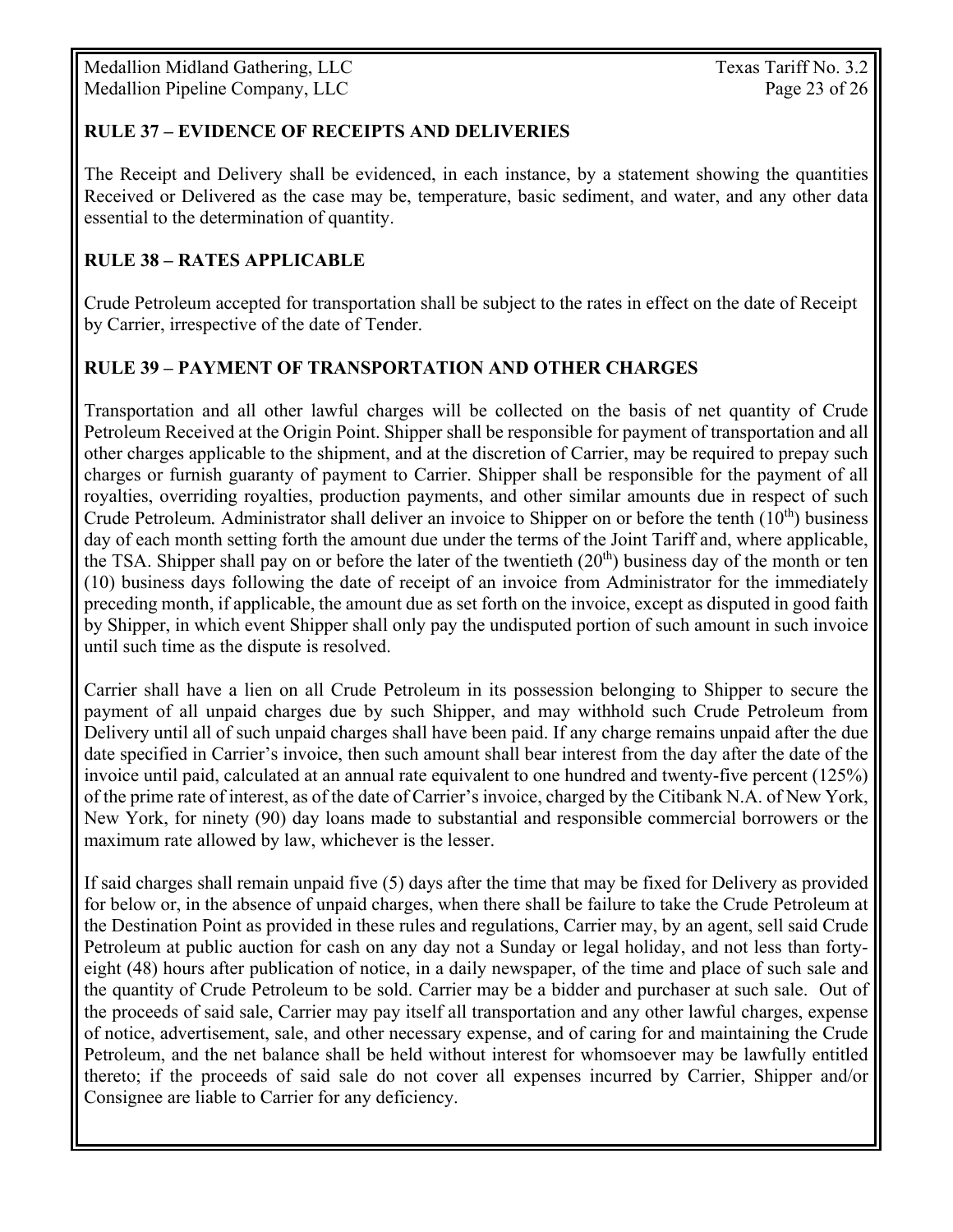## RULE 37 – EVIDENCE OF RECEIPTS AND DELIVERIES

The Receipt and Delivery shall be evidenced, in each instance, by a statement showing the quantities Received or Delivered as the case may be, temperature, basic sediment, and water, and any other data essential to the determination of quantity.

## RULE 38 – RATES APPLICABLE

Crude Petroleum accepted for transportation shall be subject to the rates in effect on the date of Receipt by Carrier, irrespective of the date of Tender.

## RULE 39 – PAYMENT OF TRANSPORTATION AND OTHER CHARGES

Transportation and all other lawful charges will be collected on the basis of net quantity of Crude Petroleum Received at the Origin Point. Shipper shall be responsible for payment of transportation and all other charges applicable to the shipment, and at the discretion of Carrier, may be required to prepay such charges or furnish guaranty of payment to Carrier. Shipper shall be responsible for the payment of all royalties, overriding royalties, production payments, and other similar amounts due in respect of such Crude Petroleum. Administrator shall deliver an invoice to Shipper on or before the tenth (10th) business day of each month setting forth the amount due under the terms of the Joint Tariff and, where applicable, the TSA. Shipper shall pay on or before the later of the twentieth (20th) business day of the month or ten (10) business days following the date of receipt of an invoice from Administrator for the immediately preceding month, if applicable, the amount due as set forth on the invoice, except as disputed in good faith by Shipper, in which event Shipper shall only pay the undisputed portion of such amount in such invoice until such time as the dispute is resolved.

Carrier shall have a lien on all Crude Petroleum in its possession belonging to Shipper to secure the payment of all unpaid charges due by such Shipper, and may withhold such Crude Petroleum from Delivery until all of such unpaid charges shall have been paid. If any charge remains unpaid after the due date specified in Carrier's invoice, then such amount shall bear interest from the day after the date of the invoice until paid, calculated at an annual rate equivalent to one hundred and twenty-five percent (125%) of the prime rate of interest, as of the date of Carrier's invoice, charged by the Citibank N.A. of New York, New York, for ninety (90) day loans made to substantial and responsible commercial borrowers or the maximum rate allowed by law, whichever is the lesser.

If said charges shall remain unpaid five (5) days after the time that may be fixed for Delivery as provided for below or, in the absence of unpaid charges, when there shall be failure to take the Crude Petroleum at the Destination Point as provided in these rules and regulations, Carrier may, by an agent, sell said Crude Petroleum at public auction for cash on any day not a Sunday or legal holiday, and not less than forty-eight (48) hours after publication of notice, in a daily newspaper, of the time and place of such sale and the quantity of Crude Petroleum to be sold. Carrier may be a bidder and purchaser at such sale. Out of the proceeds of said sale, Carrier may pay itself all transportation and any other lawful charges, expense of notice, advertisement, sale, and other necessary expense, and of caring for and maintaining the Crude Petroleum, and the net balance shall be held without interest for whomsoever may be lawfully entitled thereto; if the proceeds of said sale do not cover all expenses incurred by Carrier, Shipper and/or Consignee are liable to Carrier for any deficiency.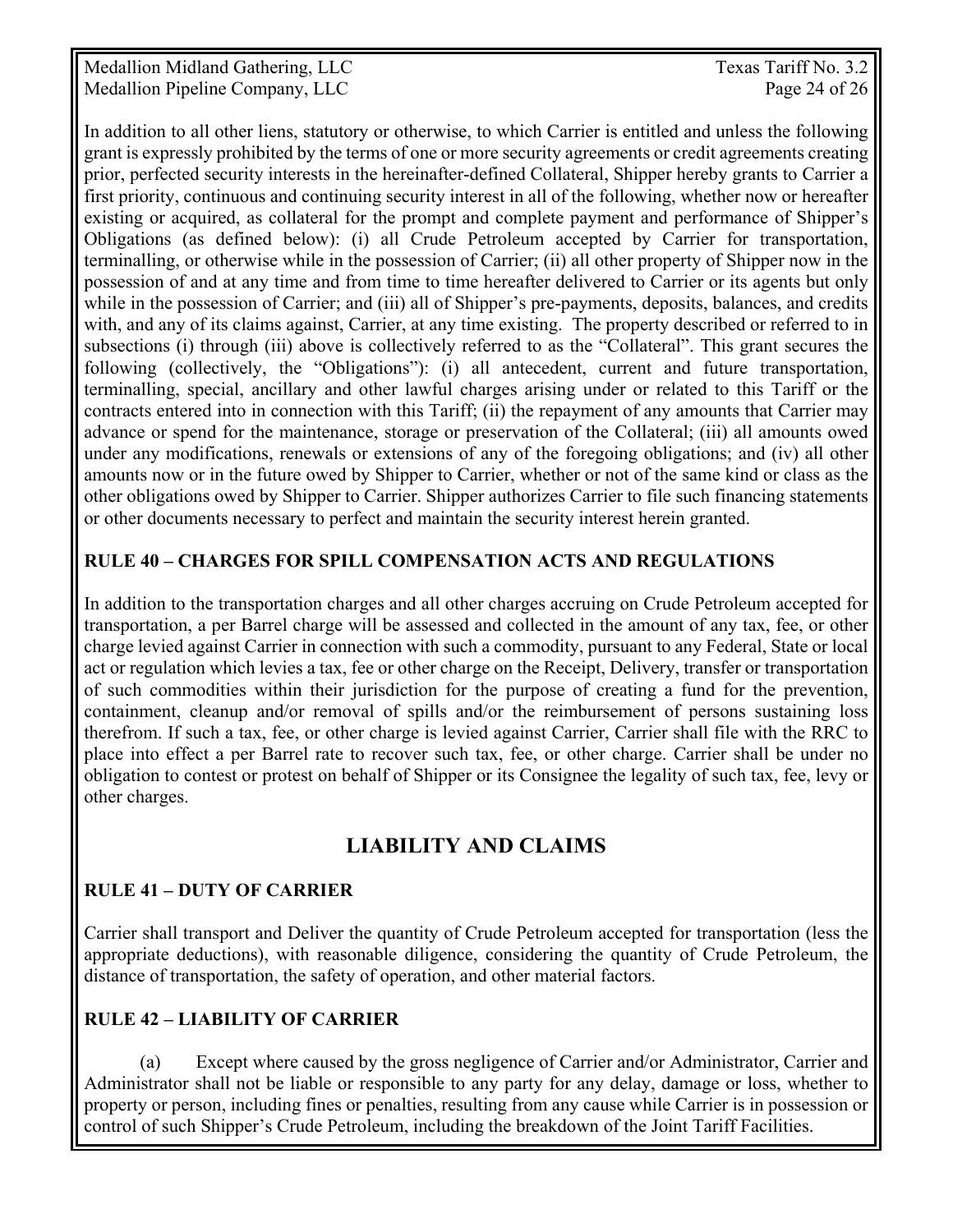In addition to all other liens, statutory or otherwise, to which Carrier is entitled and unless the following grant is expressly prohibited by the terms of one or more security agreements or credit agreements creating prior, perfected security interests in the hereinafter-defined Collateral, Shipper hereby grants to Carrier a first priority, continuous and continuing security interest in all of the following, whether now or hereafter existing or acquired, as collateral for the prompt and complete payment and performance of Shipper's Obligations (as defined below): (i) all Crude Petroleum accepted by Carrier for transportation, terminalling, or otherwise while in the possession of Carrier; (ii) all other property of Shipper now in the possession of and at any time and from time to time hereafter delivered to Carrier or its agents but only while in the possession of Carrier; and (iii) all of Shipper's pre-payments, deposits, balances, and credits with, and any of its claims against, Carrier, at any time existing. The property described or referred to in subsections (i) through (iii) above is collectively referred to as the "Collateral". This grant secures the following (collectively, the "Obligations"): (i) all antecedent, current and future transportation, terminalling, special, ancillary and other lawful charges arising under or related to this Tariff or the contracts entered into in connection with this Tariff; (ii) the repayment of any amounts that Carrier may advance or spend for the maintenance, storage or preservation of the Collateral; (iii) all amounts owed under any modifications, renewals or extensions of any of the foregoing obligations; and (iv) all other amounts now or in the future owed by Shipper to Carrier, whether or not of the same kind or class as the other obligations owed by Shipper to Carrier. Shipper authorizes Carrier to file such financing statements or other documents necessary to perfect and maintain the security interest herein granted.

**RULE 40 – CHARGES FOR SPILL COMPENSATION ACTS AND REGULATIONS**

In addition to the transportation charges and all other charges accruing on Crude Petroleum accepted for transportation, a per Barrel charge will be assessed and collected in the amount of any tax, fee, or other charge levied against Carrier in connection with such a commodity, pursuant to any Federal, State or local act or regulation which levies a tax, fee or other charge on the Receipt, Delivery, transfer or transportation of such commodities within their jurisdiction for the purpose of creating a fund for the prevention, containment, cleanup and/or removal of spills and/or the reimbursement of persons sustaining loss therefrom. If such a tax, fee, or other charge is levied against Carrier, Carrier shall file with the RRC to place into effect a per Barrel rate to recover such tax, fee, or other charge. Carrier shall be under no obligation to contest or protest on behalf of Shipper or its Consignee the legality of such tax, fee, levy or other charges.

## LIABILITY AND CLAIMS

**RULE 41 – DUTY OF CARRIER**

Carrier shall transport and Deliver the quantity of Crude Petroleum accepted for transportation (less the appropriate deductions), with reasonable diligence, considering the quantity of Crude Petroleum, the distance of transportation, the safety of operation, and other material factors.

**RULE 42 – LIABILITY OF CARRIER**

(a) Except where caused by the gross negligence of Carrier and/or Administrator, Carrier and Administrator shall not be liable or responsible to any party for any delay, damage or loss, whether to property or person, including fines or penalties, resulting from any cause while Carrier is in possession or control of such Shipper's Crude Petroleum, including the breakdown of the Joint Tariff Facilities.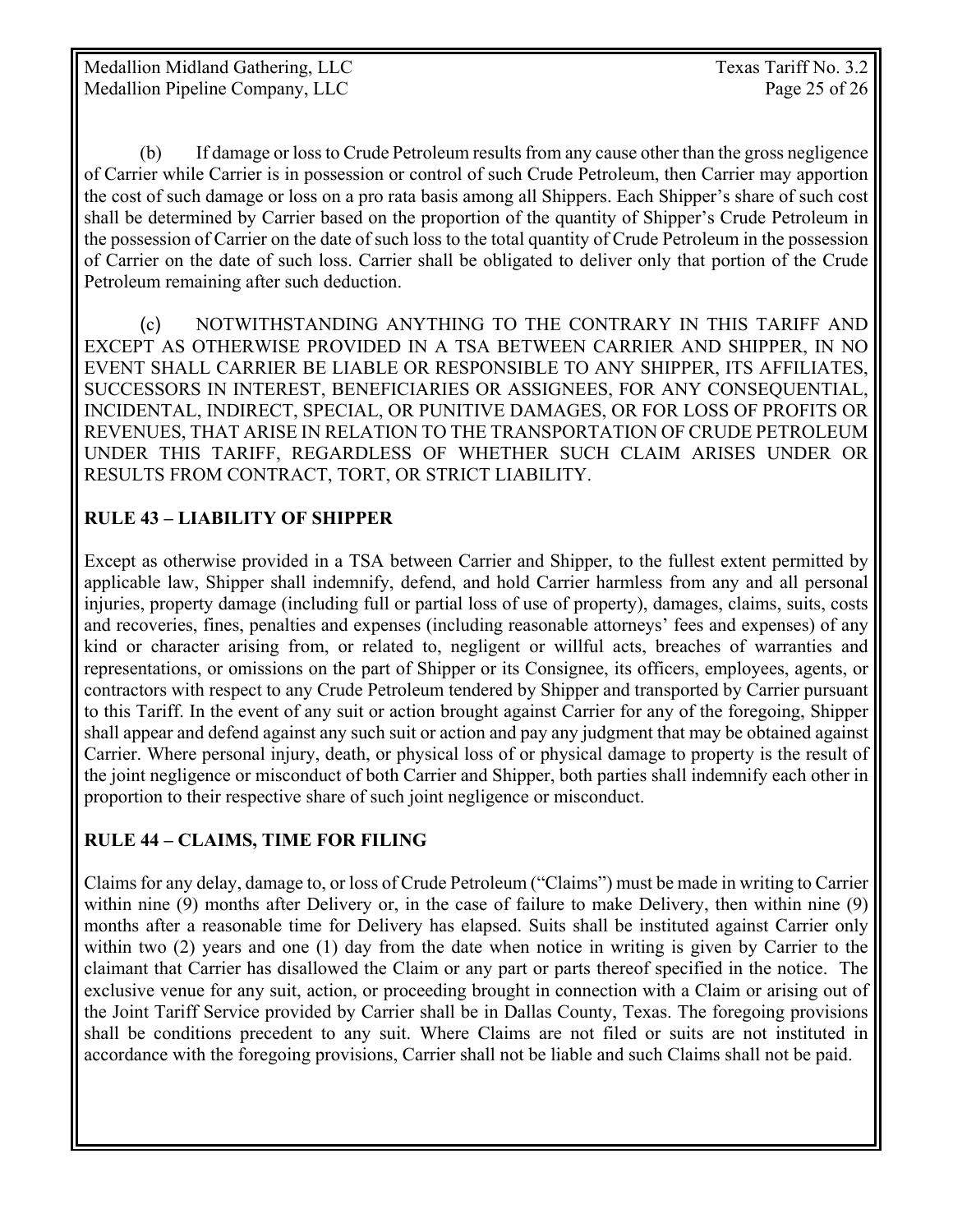(b) If damage or loss to Crude Petroleum results from any cause other than the gross negligence of Carrier while Carrier is in possession or control of such Crude Petroleum, then Carrier may apportion the cost of such damage or loss on a pro rata basis among all Shippers. Each Shipper's share of such cost shall be determined by Carrier based on the proportion of the quantity of Shipper's Crude Petroleum in the possession of Carrier on the date of such loss to the total quantity of Crude Petroleum in the possession of Carrier on the date of such loss. Carrier shall be obligated to deliver only that portion of the Crude Petroleum remaining after such deduction.

(c) NOTWITHSTANDING ANYTHING TO THE CONTRARY IN THIS TARIFF AND EXCEPT AS OTHERWISE PROVIDED IN A TSA BETWEEN CARRIER AND SHIPPER, IN NO EVENT SHALL CARRIER BE LIABLE OR RESPONSIBLE TO ANY SHIPPER, ITS AFFILIATES, SUCCESSORS IN INTEREST, BENEFICIARIES OR ASSIGNEES, FOR ANY CONSEQUENTIAL, INCIDENTAL, INDIRECT, SPECIAL, OR PUNITIVE DAMAGES, OR FOR LOSS OF PROFITS OR REVENUES, THAT ARISE IN RELATION TO THE TRANSPORTATION OF CRUDE PETROLEUM UNDER THIS TARIFF, REGARDLESS OF WHETHER SUCH CLAIM ARISES UNDER OR RESULTS FROM CONTRACT, TORT, OR STRICT LIABILITY.

## RULE 43 – LIABILITY OF SHIPPER

Except as otherwise provided in a TSA between Carrier and Shipper, to the fullest extent permitted by applicable law, Shipper shall indemnify, defend, and hold Carrier harmless from any and all personal injuries, property damage (including full or partial loss of use of property), damages, claims, suits, costs and recoveries, fines, penalties and expenses (including reasonable attorneys' fees and expenses) of any kind or character arising from, or related to, negligent or willful acts, breaches of warranties and representations, or omissions on the part of Shipper or its Consignee, its officers, employees, agents, or contractors with respect to any Crude Petroleum tendered by Shipper and transported by Carrier pursuant to this Tariff. In the event of any suit or action brought against Carrier for any of the foregoing, Shipper shall appear and defend against any such suit or action and pay any judgment that may be obtained against Carrier. Where personal injury, death, or physical loss of or physical damage to property is the result of the joint negligence or misconduct of both Carrier and Shipper, both parties shall indemnify each other in proportion to their respective share of such joint negligence or misconduct.

## RULE 44 – CLAIMS, TIME FOR FILING

Claims for any delay, damage to, or loss of Crude Petroleum ("Claims") must be made in writing to Carrier within nine (9) months after Delivery or, in the case of failure to make Delivery, then within nine (9) months after a reasonable time for Delivery has elapsed. Suits shall be instituted against Carrier only within two (2) years and one (1) day from the date when notice in writing is given by Carrier to the claimant that Carrier has disallowed the Claim or any part or parts thereof specified in the notice. The exclusive venue for any suit, action, or proceeding brought in connection with a Claim or arising out of the Joint Tariff Service provided by Carrier shall be in Dallas County, Texas. The foregoing provisions shall be conditions precedent to any suit. Where Claims are not filed or suits are not instituted in accordance with the foregoing provisions, Carrier shall not be liable and such Claims shall not be paid.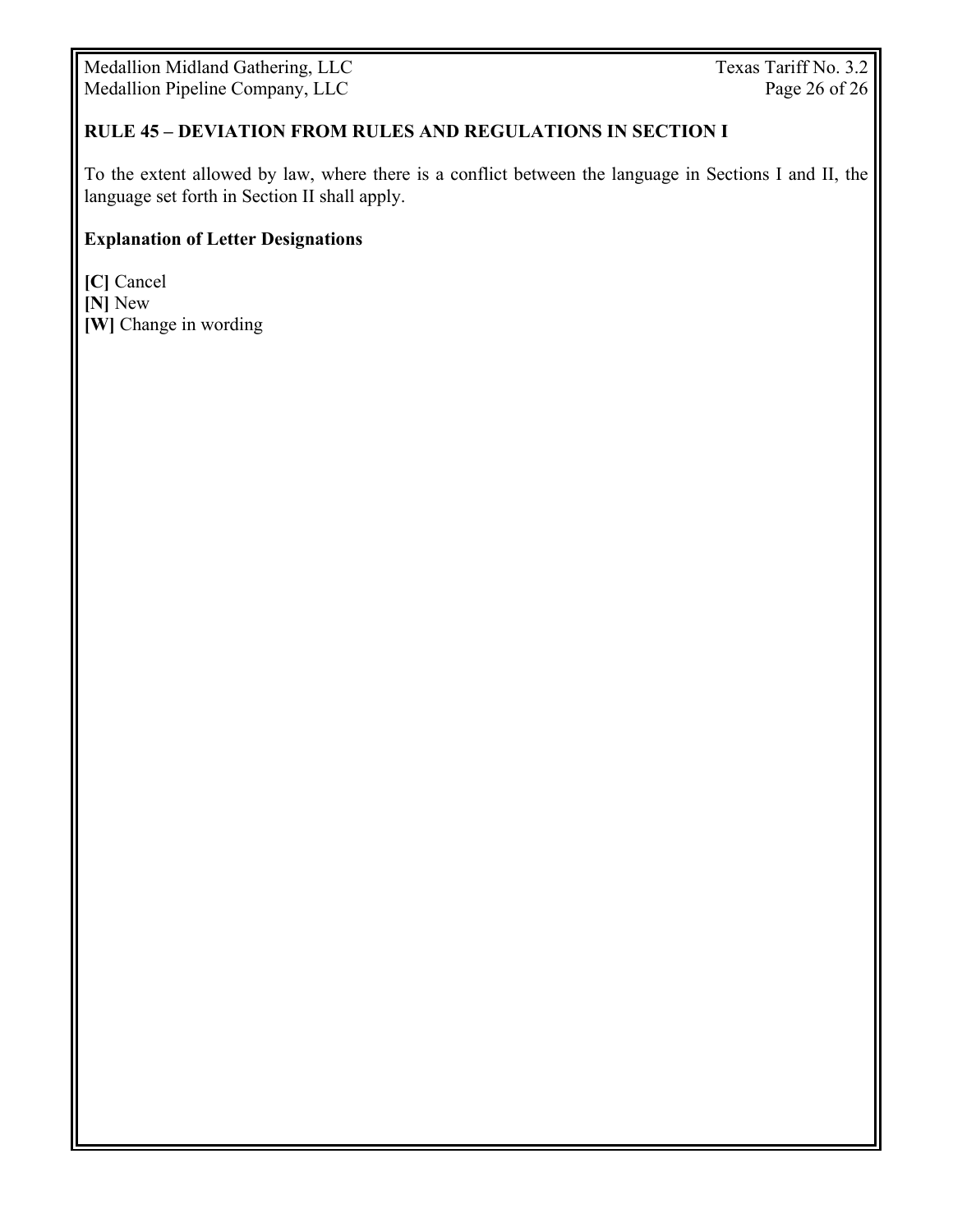**RULE 45 – DEVIATION FROM RULES AND REGULATIONS IN SECTION I**

To the extent allowed by law, where there is a conflict between the language in Sections I and II, the language set forth in Section II shall apply.

**Explanation of Letter Designations**

**[C]** Cancel
**[N]** New
**[W]** Change in wording